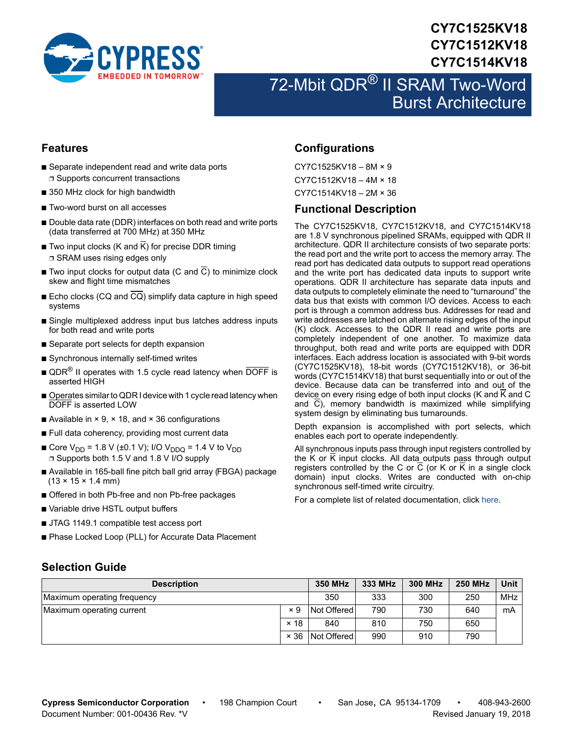# CY7C1525KV18
# CY7C1512KV18
# CY7C1514KV18

# 72-Mbit QDR® II SRAM Two-Word Burst Architecture

## Features

- Separate independent read and write data ports
  - Supports concurrent transactions
- 350 MHz clock for high bandwidth
- Two-word burst on all accesses
- Double data rate (DDR) interfaces on both read and write ports (data transferred at 700 MHz) at 350 MHz
- Two input clocks (K and $\overline{K}$) for precise DDR timing
  - SRAM uses rising edges only
- Two input clocks for output data (C and $\overline{C}$) to minimize clock skew and flight time mismatches
- Echo clocks (CQ and $\overline{CQ}$) simplify data capture in high speed systems
- Single multiplexed address input bus latches address inputs for both read and write ports
- Separate port selects for depth expansion
- Synchronous internally self-timed writes
- QDR® II operates with 1.5 cycle read latency when $\overline{DOFF}$ is asserted HIGH
- Operates similar to QDR I device with 1 cycle read latency when $\overline{DOFF}$ is asserted LOW
- Available in × 9, × 18, and × 36 configurations
- Full data coherency, providing most current data
- Core $V_{DD}$ = 1.8 V (±0.1 V); I/O $V_{DDQ}$ = 1.4 V to $V_{DD}$
  - Supports both 1.5 V and 1.8 V I/O supply
- Available in 165-ball fine pitch ball grid array (FBGA) package (13 × 15 × 1.4 mm)
- Offered in both Pb-free and non Pb-free packages
- Variable drive HSTL output buffers
- JTAG 1149.1 compatible test access port
- Phase Locked Loop (PLL) for Accurate Data Placement

## Configurations

CY7C1525KV18 – 8M × 9

CY7C1512KV18 – 4M × 18

CY7C1514KV18 – 2M × 36

## Functional Description

The CY7C1525KV18, CY7C1512KV18, and CY7C1514KV18 are 1.8 V synchronous pipelined SRAMs, equipped with QDR II architecture. QDR II architecture consists of two separate ports: the read port and the write port to access the memory array. The read port has dedicated data outputs to support read operations and the write port has dedicated data inputs to support write operations. QDR II architecture has separate data inputs and data outputs to completely eliminate the need to "turnaround" the data bus that exists with common I/O devices. Access to each port is through a common address bus. Addresses for read and write addresses are latched on alternate rising edges of the input (K) clock. Accesses to the QDR II read and write ports are completely independent of one another. To maximize data throughput, both read and write ports are equipped with DDR interfaces. Each address location is associated with 9-bit words (CY7C1525KV18), 18-bit words (CY7C1512KV18), or 36-bit words (CY7C1514KV18) that burst sequentially into or out of the device. Because data can be transferred into and out of the device on every rising edge of both input clocks (K and $\overline{K}$ and C and $\overline{C}$), memory bandwidth is maximized while simplifying system design by eliminating bus turnarounds.

Depth expansion is accomplished with port selects, which enables each port to operate independently.

All synchronous inputs pass through input registers controlled by the K or $\overline{K}$ input clocks. All data outputs pass through output registers controlled by the C or $\overline{C}$ (or K or $\overline{K}$ in a single clock domain) input clocks. Writes are conducted with on-chip synchronous self-timed write circuitry.

For a complete list of related documentation, click here.

## Selection Guide

| Description | | 350 MHz | 333 MHz | 300 MHz | 250 MHz | Unit |
|---|---|---|---|---|---|---|
| Maximum operating frequency | | 350 | 333 | 300 | 250 | MHz |
| Maximum operating current | × 9 | Not Offered | 790 | 730 | 640 | mA |
| | × 18 | 840 | 810 | 750 | 650 | |
| | × 36 | Not Offered | 990 | 910 | 790 | |

Cypress Semiconductor Corporation • 198 Champion Court • San Jose, CA 95134-1709 • 408-943-2600
Document Number: 001-00436 Rev. *V Revised January 19, 2018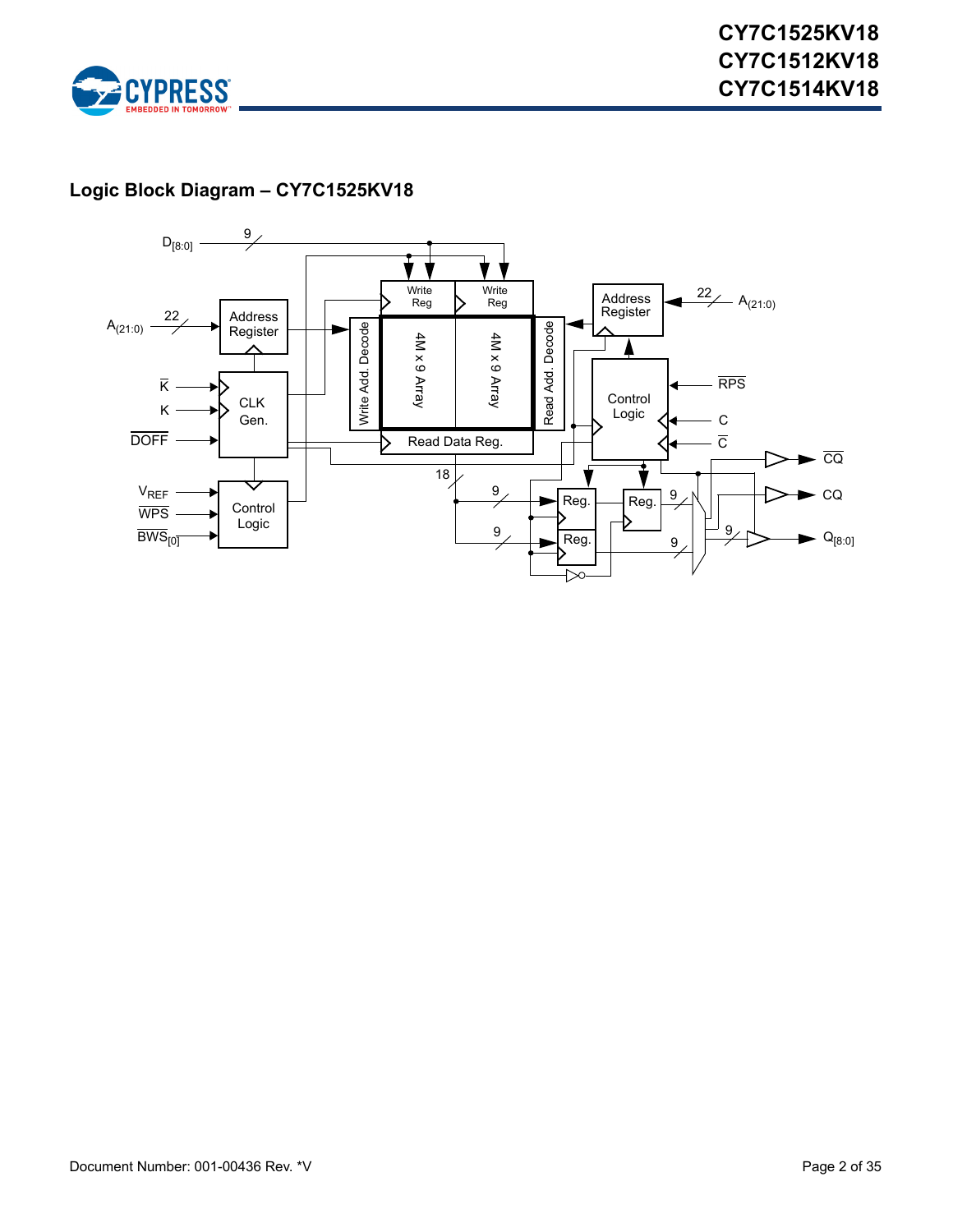## Logic Block Diagram – CY7C1525KV18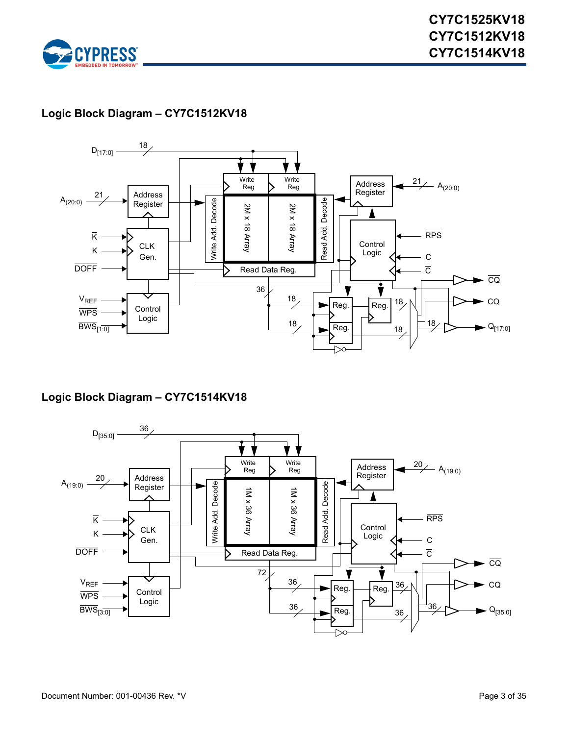## Logic Block Diagram – CY7C1512KV18

## Logic Block Diagram – CY7C1514KV18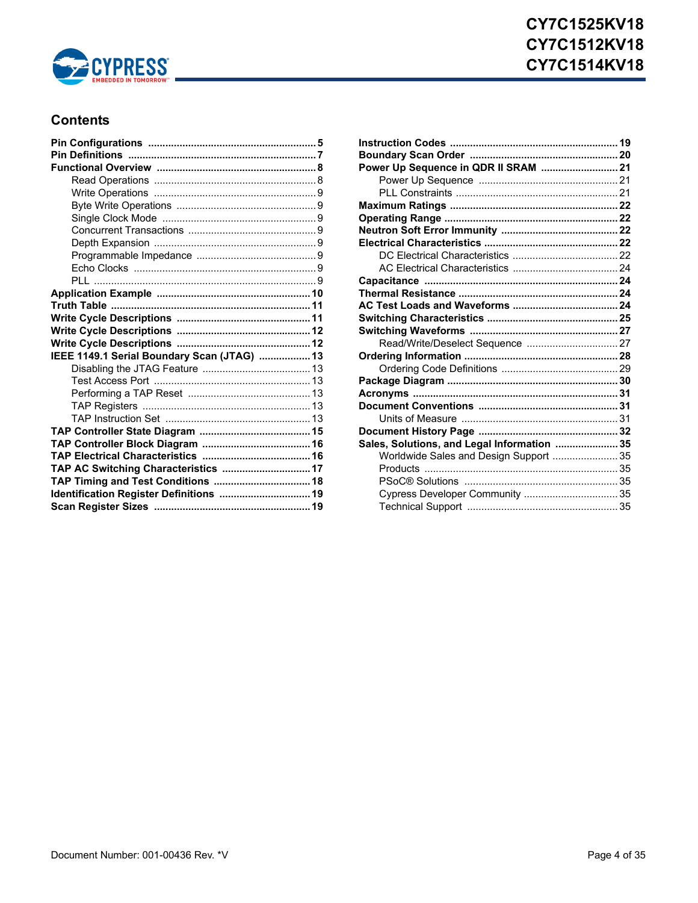## Contents

- **Pin Configurations** .......... 5
- **Pin Definitions** .......... 7
- **Functional Overview** .......... 8
  - Read Operations .......... 8
  - Write Operations .......... 9
  - Byte Write Operations .......... 9
  - Single Clock Mode .......... 9
  - Concurrent Transactions .......... 9
  - Depth Expansion .......... 9
  - Programmable Impedance .......... 9
  - Echo Clocks .......... 9
  - PLL .......... 9
- **Application Example** .......... 10
- **Truth Table** .......... 11
- **Write Cycle Descriptions** .......... 11
- **Write Cycle Descriptions** .......... 12
- **Write Cycle Descriptions** .......... 12
- **IEEE 1149.1 Serial Boundary Scan (JTAG)** .......... 13
  - Disabling the JTAG Feature .......... 13
  - Test Access Port .......... 13
  - Performing a TAP Reset .......... 13
  - TAP Registers .......... 13
  - TAP Instruction Set .......... 13
- **TAP Controller State Diagram** .......... 15
- **TAP Controller Block Diagram** .......... 16
- **TAP Electrical Characteristics** .......... 16
- **TAP AC Switching Characteristics** .......... 17
- **TAP Timing and Test Conditions** .......... 18
- **Identification Register Definitions** .......... 19
- **Scan Register Sizes** .......... 19
- **Instruction Codes** .......... 19
- **Boundary Scan Order** .......... 20
- **Power Up Sequence in QDR II SRAM** .......... 21
  - Power Up Sequence .......... 21
  - PLL Constraints .......... 21
- **Maximum Ratings** .......... 22
- **Operating Range** .......... 22
- **Neutron Soft Error Immunity** .......... 22
- **Electrical Characteristics** .......... 22
  - DC Electrical Characteristics .......... 22
  - AC Electrical Characteristics .......... 24
- **Capacitance** .......... 24
- **Thermal Resistance** .......... 24
- **AC Test Loads and Waveforms** .......... 24
- **Switching Characteristics** .......... 25
- **Switching Waveforms** .......... 27
  - Read/Write/Deselect Sequence .......... 27
- **Ordering Information** .......... 28
  - Ordering Code Definitions .......... 29
- **Package Diagram** .......... 30
- **Acronyms** .......... 31
- **Document Conventions** .......... 31
  - Units of Measure .......... 31
- **Document History Page** .......... 32
- **Sales, Solutions, and Legal Information** .......... 35
  - Worldwide Sales and Design Support .......... 35
  - Products .......... 35
  - PSoC® Solutions .......... 35
  - Cypress Developer Community .......... 35
  - Technical Support .......... 35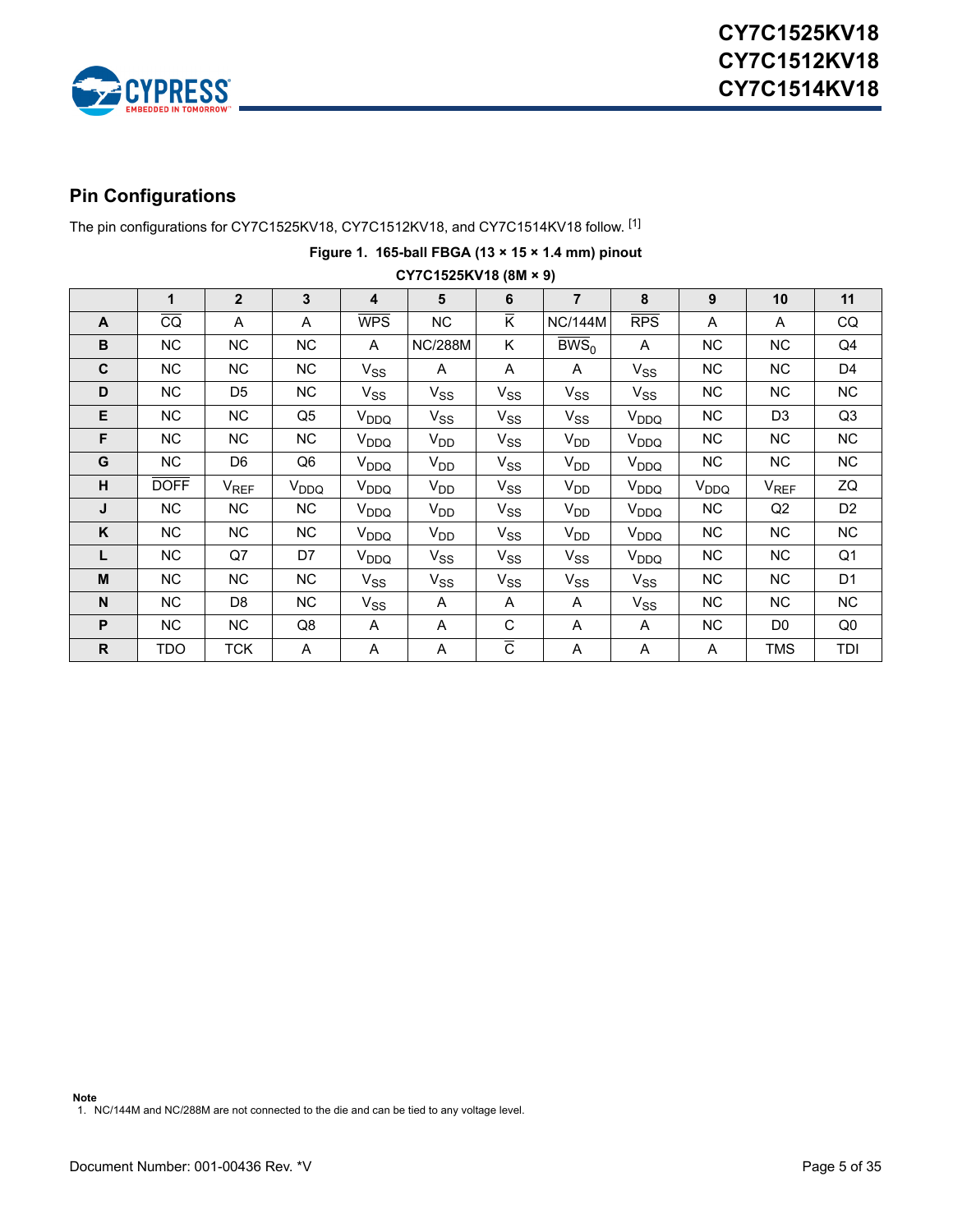## Pin Configurations

The pin configurations for CY7C1525KV18, CY7C1512KV18, and CY7C1514KV18 follow. [1]

**Figure 1. 165-ball FBGA (13 × 15 × 1.4 mm) pinout**

**CY7C1525KV18 (8M × 9)**

| | 1 | 2 | 3 | 4 | 5 | 6 | 7 | 8 | 9 | 10 | 11 |
|---|---|---|---|---|---|---|---|---|---|---|---|
| **A** | $\overline{CQ}$ | A | A | $\overline{WPS}$ | NC | $\overline{K}$ | NC/144M | $\overline{RPS}$ | A | A | CQ |
| **B** | NC | NC | NC | A | NC/288M | K | $\overline{BWS_0}$ | A | NC | NC | Q4 |
| **C** | NC | NC | NC | $V_{SS}$ | A | A | A | $V_{SS}$ | NC | NC | D4 |
| **D** | NC | D5 | NC | $V_{SS}$ | $V_{SS}$ | $V_{SS}$ | $V_{SS}$ | $V_{SS}$ | NC | NC | NC |
| **E** | NC | NC | Q5 | $V_{DDQ}$ | $V_{SS}$ | $V_{SS}$ | $V_{SS}$ | $V_{DDQ}$ | NC | D3 | Q3 |
| **F** | NC | NC | NC | $V_{DDQ}$ | $V_{DD}$ | $V_{SS}$ | $V_{DD}$ | $V_{DDQ}$ | NC | NC | NC |
| **G** | NC | D6 | Q6 | $V_{DDQ}$ | $V_{DD}$ | $V_{SS}$ | $V_{DD}$ | $V_{DDQ}$ | NC | NC | NC |
| **H** | $\overline{DOFF}$ | $V_{REF}$ | $V_{DDQ}$ | $V_{DDQ}$ | $V_{DD}$ | $V_{SS}$ | $V_{DD}$ | $V_{DDQ}$ | $V_{DDQ}$ | $V_{REF}$ | ZQ |
| **J** | NC | NC | NC | $V_{DDQ}$ | $V_{DD}$ | $V_{SS}$ | $V_{DD}$ | $V_{DDQ}$ | NC | Q2 | D2 |
| **K** | NC | NC | NC | $V_{DDQ}$ | $V_{DD}$ | $V_{SS}$ | $V_{DD}$ | $V_{DDQ}$ | NC | NC | NC |
| **L** | NC | Q7 | D7 | $V_{DDQ}$ | $V_{SS}$ | $V_{SS}$ | $V_{SS}$ | $V_{DDQ}$ | NC | NC | Q1 |
| **M** | NC | NC | NC | $V_{SS}$ | $V_{SS}$ | $V_{SS}$ | $V_{SS}$ | $V_{SS}$ | NC | NC | D1 |
| **N** | NC | D8 | NC | $V_{SS}$ | A | A | A | $V_{SS}$ | NC | NC | NC |
| **P** | NC | NC | Q8 | A | A | C | A | A | NC | D0 | Q0 |
| **R** | TDO | TCK | A | A | A | $\overline{C}$ | A | A | A | TMS | TDI |

**Note**
1. NC/144M and NC/288M are not connected to the die and can be tied to any voltage level.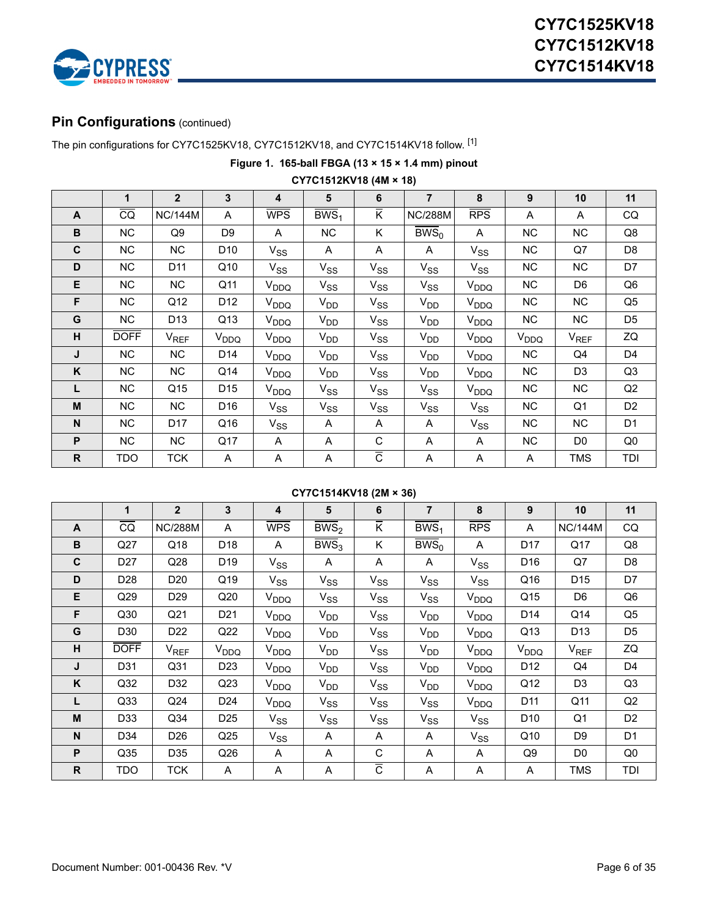## Pin Configurations (continued)

The pin configurations for CY7C1525KV18, CY7C1512KV18, and CY7C1514KV18 follow. [1]

**Figure 1. 165-ball FBGA (13 × 15 × 1.4 mm) pinout**

**CY7C1512KV18 (4M × 18)**

| | 1 | 2 | 3 | 4 | 5 | 6 | 7 | 8 | 9 | 10 | 11 |
|---|---|---|---|---|---|---|---|---|---|---|---|
| **A** | $\overline{CQ}$ | NC/144M | A | $\overline{WPS}$ | $\overline{BWS_1}$ | $\overline{K}$ | NC/288M | $\overline{RPS}$ | A | A | CQ |
| **B** | NC | Q9 | D9 | A | NC | K | $\overline{BWS_0}$ | A | NC | NC | Q8 |
| **C** | NC | NC | D10 | $V_{SS}$ | A | A | A | $V_{SS}$ | NC | Q7 | D8 |
| **D** | NC | D11 | Q10 | $V_{SS}$ | $V_{SS}$ | $V_{SS}$ | $V_{SS}$ | $V_{SS}$ | NC | NC | D7 |
| **E** | NC | NC | Q11 | $V_{DDQ}$ | $V_{SS}$ | $V_{SS}$ | $V_{SS}$ | $V_{DDQ}$ | NC | D6 | Q6 |
| **F** | NC | Q12 | D12 | $V_{DDQ}$ | $V_{DD}$ | $V_{SS}$ | $V_{DD}$ | $V_{DDQ}$ | NC | NC | Q5 |
| **G** | NC | D13 | Q13 | $V_{DDQ}$ | $V_{DD}$ | $V_{SS}$ | $V_{DD}$ | $V_{DDQ}$ | NC | NC | D5 |
| **H** | $\overline{DOFF}$ | $V_{REF}$ | $V_{DDQ}$ | $V_{DDQ}$ | $V_{DD}$ | $V_{SS}$ | $V_{DD}$ | $V_{DDQ}$ | $V_{DDQ}$ | $V_{REF}$ | ZQ |
| **J** | NC | NC | D14 | $V_{DDQ}$ | $V_{DD}$ | $V_{SS}$ | $V_{DD}$ | $V_{DDQ}$ | NC | Q4 | D4 |
| **K** | NC | NC | Q14 | $V_{DDQ}$ | $V_{DD}$ | $V_{SS}$ | $V_{DD}$ | $V_{DDQ}$ | NC | D3 | Q3 |
| **L** | NC | Q15 | D15 | $V_{DDQ}$ | $V_{SS}$ | $V_{SS}$ | $V_{SS}$ | $V_{DDQ}$ | NC | NC | Q2 |
| **M** | NC | NC | D16 | $V_{SS}$ | $V_{SS}$ | $V_{SS}$ | $V_{SS}$ | $V_{SS}$ | NC | Q1 | D2 |
| **N** | NC | D17 | Q16 | $V_{SS}$ | A | A | A | $V_{SS}$ | NC | NC | D1 |
| **P** | NC | NC | Q17 | A | A | C | A | A | NC | D0 | Q0 |
| **R** | TDO | TCK | A | A | A | $\overline{C}$ | A | A | A | TMS | TDI |

**CY7C1514KV18 (2M × 36)**

| | 1 | 2 | 3 | 4 | 5 | 6 | 7 | 8 | 9 | 10 | 11 |
|---|---|---|---|---|---|---|---|---|---|---|---|
| **A** | $\overline{CQ}$ | NC/288M | A | $\overline{WPS}$ | $\overline{BWS_2}$ | $\overline{K}$ | $\overline{BWS_1}$ | $\overline{RPS}$ | A | NC/144M | CQ |
| **B** | Q27 | Q18 | D18 | A | $\overline{BWS_3}$ | K | $\overline{BWS_0}$ | A | D17 | Q17 | Q8 |
| **C** | D27 | Q28 | D19 | $V_{SS}$ | A | A | A | $V_{SS}$ | D16 | Q7 | D8 |
| **D** | D28 | D20 | Q19 | $V_{SS}$ | $V_{SS}$ | $V_{SS}$ | $V_{SS}$ | $V_{SS}$ | Q16 | D15 | D7 |
| **E** | Q29 | D29 | Q20 | $V_{DDQ}$ | $V_{SS}$ | $V_{SS}$ | $V_{SS}$ | $V_{DDQ}$ | Q15 | D6 | Q6 |
| **F** | Q30 | Q21 | D21 | $V_{DDQ}$ | $V_{DD}$ | $V_{SS}$ | $V_{DD}$ | $V_{DDQ}$ | D14 | Q14 | Q5 |
| **G** | D30 | D22 | Q22 | $V_{DDQ}$ | $V_{DD}$ | $V_{SS}$ | $V_{DD}$ | $V_{DDQ}$ | Q13 | D13 | D5 |
| **H** | $\overline{DOFF}$ | $V_{REF}$ | $V_{DDQ}$ | $V_{DDQ}$ | $V_{DD}$ | $V_{SS}$ | $V_{DD}$ | $V_{DDQ}$ | $V_{DDQ}$ | $V_{REF}$ | ZQ |
| **J** | D31 | Q31 | D23 | $V_{DDQ}$ | $V_{DD}$ | $V_{SS}$ | $V_{DD}$ | $V_{DDQ}$ | D12 | Q4 | D4 |
| **K** | Q32 | D32 | Q23 | $V_{DDQ}$ | $V_{DD}$ | $V_{SS}$ | $V_{DD}$ | $V_{DDQ}$ | Q12 | D3 | Q3 |
| **L** | Q33 | Q24 | D24 | $V_{DDQ}$ | $V_{SS}$ | $V_{SS}$ | $V_{SS}$ | $V_{DDQ}$ | D11 | Q11 | Q2 |
| **M** | D33 | Q34 | D25 | $V_{SS}$ | $V_{SS}$ | $V_{SS}$ | $V_{SS}$ | $V_{SS}$ | D10 | Q1 | D2 |
| **N** | D34 | D26 | Q25 | $V_{SS}$ | A | A | A | $V_{SS}$ | Q10 | D9 | D1 |
| **P** | Q35 | D35 | Q26 | A | A | C | A | A | Q9 | D0 | Q0 |
| **R** | TDO | TCK | A | A | A | $\overline{C}$ | A | A | A | TMS | TDI |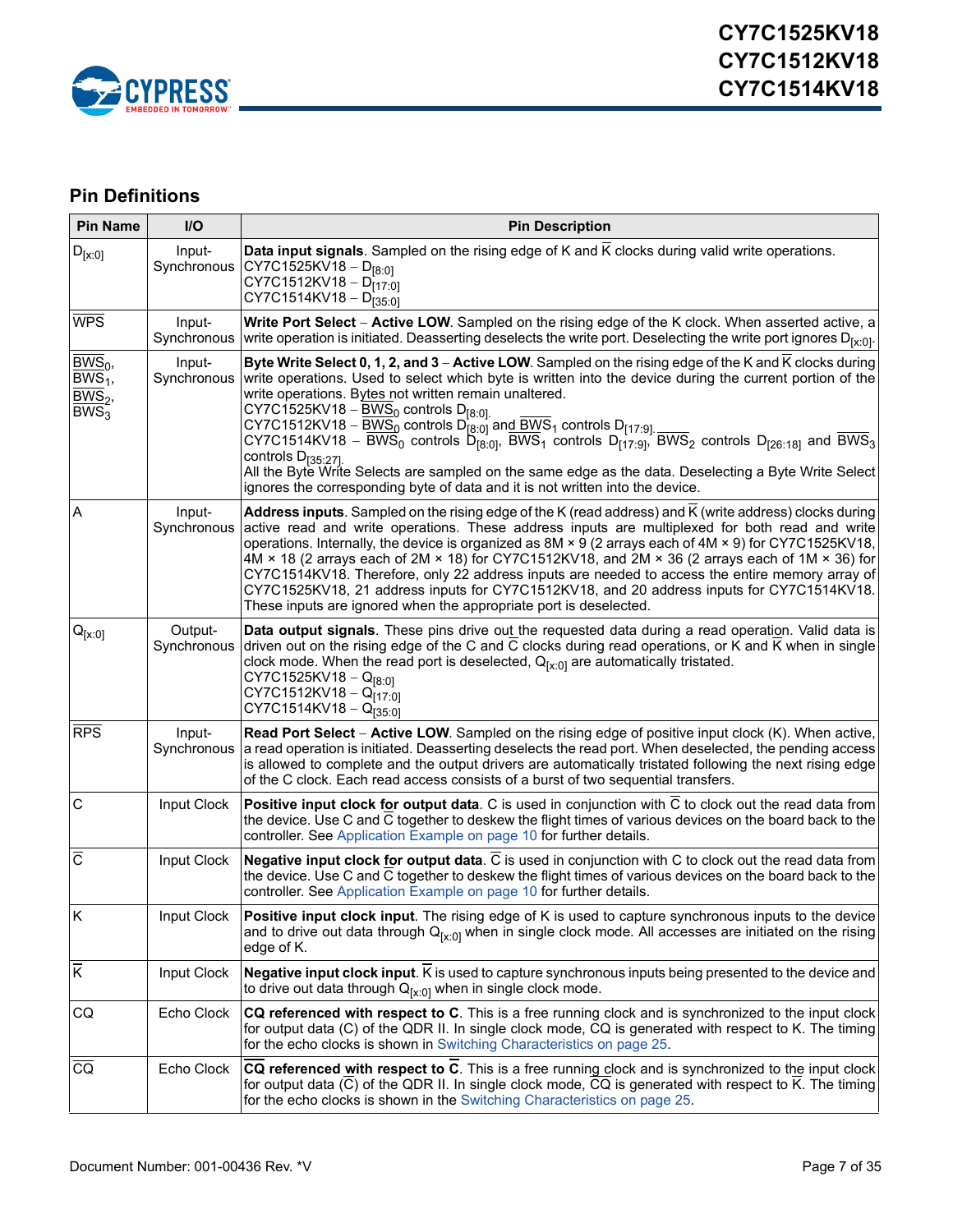## Pin Definitions

| Pin Name | I/O | Pin Description |
|---|---|---|
| $D_{[x:0]}$ | Input-Synchronous | **Data input signals**. Sampled on the rising edge of K and $\overline{K}$ clocks during valid write operations.<br>CY7C1525KV18 – $D_{[8:0]}$<br>CY7C1512KV18 – $D_{[17:0]}$<br>CY7C1514KV18 – $D_{[35:0]}$ |
| $\overline{WPS}$ | Input-Synchronous | **Write Port Select** – **Active LOW**. Sampled on the rising edge of the K clock. When asserted active, a write operation is initiated. Deasserting deselects the write port. Deselecting the write port ignores $D_{[x:0]}$. |
| $\overline{BWS_0}$, $\overline{BWS_1}$, $\overline{BWS_2}$, $\overline{BWS_3}$ | Input-Synchronous | **Byte Write Select 0, 1, 2, and 3** – **Active LOW**. Sampled on the rising edge of the K and $\overline{K}$ clocks during write operations. Used to select which byte is written into the device during the current portion of the write operations. Bytes not written remain unaltered.<br>CY7C1525KV18 – $\overline{BWS_0}$ controls $D_{[8:0]}$.<br>CY7C1512KV18 – $\overline{BWS_0}$ controls $D_{[8:0]}$ and $\overline{BWS_1}$ controls $D_{[17:9]}$.<br>CY7C1514KV18 – $\overline{BWS_0}$ controls $D_{[8:0]}$, $\overline{BWS_1}$ controls $D_{[17:9]}$, $\overline{BWS_2}$ controls $D_{[26:18]}$ and $\overline{BWS_3}$ controls $D_{[35:27]}$.<br>All the Byte Write Selects are sampled on the same edge as the data. Deselecting a Byte Write Select ignores the corresponding byte of data and it is not written into the device. |
| A | Input-Synchronous | **Address inputs**. Sampled on the rising edge of the K (read address) and $\overline{K}$ (write address) clocks during active read and write operations. These address inputs are multiplexed for both read and write operations. Internally, the device is organized as 8M × 9 (2 arrays each of 4M × 9) for CY7C1525KV18, 4M × 18 (2 arrays each of 2M × 18) for CY7C1512KV18, and 2M × 36 (2 arrays each of 1M × 36) for CY7C1514KV18. Therefore, only 22 address inputs are needed to access the entire memory array of CY7C1525KV18, 21 address inputs for CY7C1512KV18, and 20 address inputs for CY7C1514KV18. These inputs are ignored when the appropriate port is deselected. |
| $Q_{[x:0]}$ | Output-Synchronous | **Data output signals**. These pins drive out the requested data during a read operation. Valid data is driven out on the rising edge of the C and $\overline{C}$ clocks during read operations, or K and $\overline{K}$ when in single clock mode. When the read port is deselected, $Q_{[x:0]}$ are automatically tristated.<br>CY7C1525KV18 – $Q_{[8:0]}$<br>CY7C1512KV18 – $Q_{[17:0]}$<br>CY7C1514KV18 – $Q_{[35:0]}$ |
| $\overline{RPS}$ | Input-Synchronous | **Read Port Select** – **Active LOW**. Sampled on the rising edge of positive input clock (K). When active, a read operation is initiated. Deasserting deselects the read port. When deselected, the pending access is allowed to complete and the output drivers are automatically tristated following the next rising edge of the C clock. Each read access consists of a burst of two sequential transfers. |
| C | Input Clock | **Positive input clock for output data**. C is used in conjunction with $\overline{C}$ to clock out the read data from the device. Use C and $\overline{C}$ together to deskew the flight times of various devices on the board back to the controller. See Application Example on page 10 for further details. |
| $\overline{C}$ | Input Clock | **Negative input clock for output data**. $\overline{C}$ is used in conjunction with C to clock out the read data from the device. Use C and $\overline{C}$ together to deskew the flight times of various devices on the board back to the controller. See Application Example on page 10 for further details. |
| K | Input Clock | **Positive input clock input**. The rising edge of K is used to capture synchronous inputs to the device and to drive out data through $Q_{[x:0]}$ when in single clock mode. All accesses are initiated on the rising edge of K. |
| $\overline{K}$ | Input Clock | **Negative input clock input**. $\overline{K}$ is used to capture synchronous inputs being presented to the device and to drive out data through $Q_{[x:0]}$ when in single clock mode. |
| CQ | Echo Clock | **CQ referenced with respect to C**. This is a free running clock and is synchronized to the input clock for output data (C) of the QDR II. In single clock mode, CQ is generated with respect to K. The timing for the echo clocks is shown in Switching Characteristics on page 25. |
| $\overline{CQ}$ | Echo Clock | **$\overline{CQ}$ referenced with respect to $\overline{C}$**. This is a free running clock and is synchronized to the input clock for output data ($\overline{C}$) of the QDR II. In single clock mode, $\overline{CQ}$ is generated with respect to $\overline{K}$. The timing for the echo clocks is shown in the Switching Characteristics on page 25. |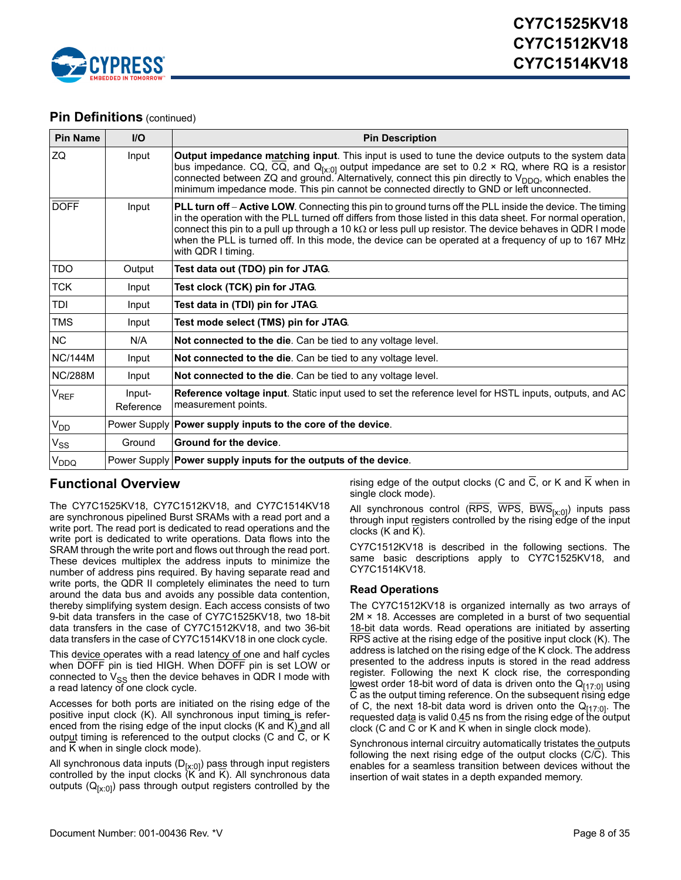## Pin Definitions (continued)

| Pin Name | I/O | Pin Description |
|---|---|---|
| ZQ | Input | **Output impedance matching input**. This input is used to tune the device outputs to the system data bus impedance. CQ, $\overline{CQ}$, and $Q_{[x:0]}$ output impedance are set to 0.2 × RQ, where RQ is a resistor connected between ZQ and ground. Alternatively, connect this pin directly to $V_{DDQ}$, which enables the minimum impedance mode. This pin cannot be connected directly to GND or left unconnected. |
| $\overline{DOFF}$ | Input | **PLL turn off** – **Active LOW**. Connecting this pin to ground turns off the PLL inside the device. The timing in the operation with the PLL turned off differs from those listed in this data sheet. For normal operation, connect this pin to a pull up through a 10 kΩ or less pull up resistor. The device behaves in QDR I mode when the PLL is turned off. In this mode, the device can be operated at a frequency of up to 167 MHz with QDR I timing. |
| TDO | Output | **Test data out (TDO) pin for JTAG**. |
| TCK | Input | **Test clock (TCK) pin for JTAG**. |
| TDI | Input | **Test data in (TDI) pin for JTAG**. |
| TMS | Input | **Test mode select (TMS) pin for JTAG**. |
| NC | N/A | **Not connected to the die**. Can be tied to any voltage level. |
| NC/144M | Input | **Not connected to the die**. Can be tied to any voltage level. |
| NC/288M | Input | **Not connected to the die**. Can be tied to any voltage level. |
| $V_{REF}$ | Input-Reference | **Reference voltage input**. Static input used to set the reference level for HSTL inputs, outputs, and AC measurement points. |
| $V_{DD}$ | Power Supply | **Power supply inputs to the core of the device**. |
| $V_{SS}$ | Ground | **Ground for the device**. |
| $V_{DDQ}$ | Power Supply | **Power supply inputs for the outputs of the device**. |

## Functional Overview

The CY7C1525KV18, CY7C1512KV18, and CY7C1514KV18 are synchronous pipelined Burst SRAMs with a read port and a write port. The read port is dedicated to read operations and the write port is dedicated to write operations. Data flows into the SRAM through the write port and flows out through the read port. These devices multiplex the address inputs to minimize the number of address pins required. By having separate read and write ports, the QDR II completely eliminates the need to turn around the data bus and avoids any possible data contention, thereby simplifying system design. Each access consists of two 9-bit data transfers in the case of CY7C1525KV18, two 18-bit data transfers in the case of CY7C1512KV18, and two 36-bit data transfers in the case of CY7C1514KV18 in one clock cycle.

This device operates with a read latency of one and half cycles when $\overline{DOFF}$ pin is tied HIGH. When $\overline{DOFF}$ pin is set LOW or connected to $V_{SS}$ then the device behaves in QDR I mode with a read latency of one clock cycle.

Accesses for both ports are initiated on the rising edge of the positive input clock (K). All synchronous input timing is referenced from the rising edge of the input clocks (K and $\overline{K}$) and all output timing is referenced to the output clocks (C and $\overline{C}$, or K and $\overline{K}$ when in single clock mode).

All synchronous data inputs ($D_{[x:0]}$) pass through input registers controlled by the input clocks (K and $\overline{K}$). All synchronous data outputs ($Q_{[x:0]}$) pass through output registers controlled by the rising edge of the output clocks (C and $\overline{C}$, or K and $\overline{K}$ when in single clock mode).

All synchronous control ($\overline{RPS}$, $\overline{WPS}$, $\overline{BWS}_{[x:0]}$) inputs pass through input registers controlled by the rising edge of the input clocks (K and $\overline{K}$).

CY7C1512KV18 is described in the following sections. The same basic descriptions apply to CY7C1525KV18, and CY7C1514KV18.

### Read Operations

The CY7C1512KV18 is organized internally as two arrays of 2M × 18. Accesses are completed in a burst of two sequential 18-bit data words. Read operations are initiated by asserting $\overline{RPS}$ active at the rising edge of the positive input clock (K). The address is latched on the rising edge of the K clock. The address presented to the address inputs is stored in the read address register. Following the next K clock rise, the corresponding lowest order 18-bit word of data is driven onto the $Q_{[17:0]}$ using $\overline{C}$ as the output timing reference. On the subsequent rising edge of C, the next 18-bit data word is driven onto the $Q_{[17:0]}$. The requested data is valid 0.45 ns from the rising edge of the output clock (C and $\overline{C}$ or K and $\overline{K}$ when in single clock mode).

Synchronous internal circuitry automatically tristates the outputs following the next rising edge of the output clocks (C/$\overline{C}$). This enables for a seamless transition between devices without the insertion of wait states in a depth expanded memory.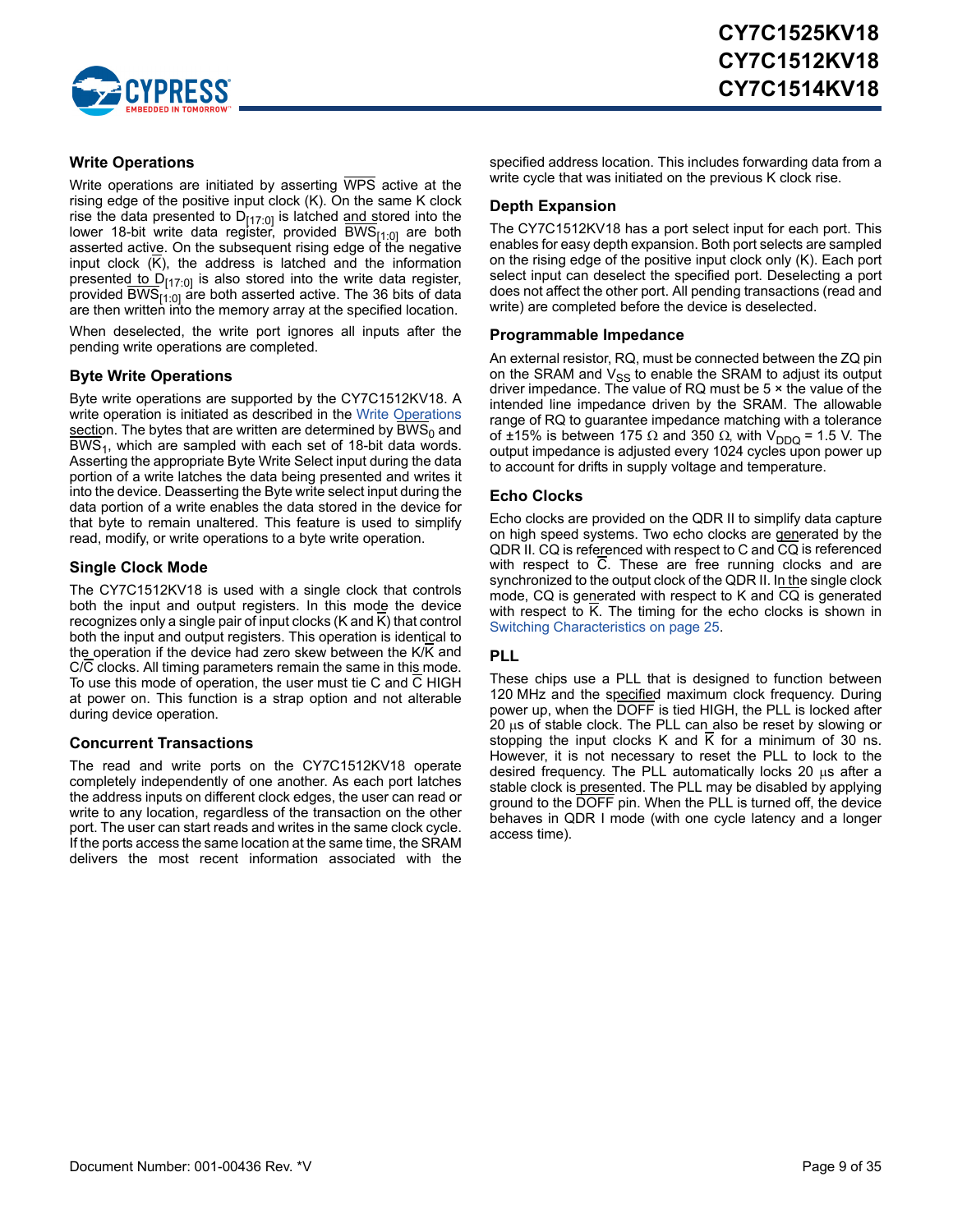## Write Operations

Write operations are initiated by asserting $\overline{WPS}$ active at the rising edge of the positive input clock (K). On the same K clock rise the data presented to $D_{[17:0]}$ is latched and stored into the lower 18-bit write data register, provided $\overline{BWS}_{[1:0]}$ are both asserted active. On the subsequent rising edge of the negative input clock ($\overline{K}$), the address is latched and the information presented to $D_{[17:0]}$ is also stored into the write data register, provided $\overline{BWS}_{[1:0]}$ are both asserted active. The 36 bits of data are then written into the memory array at the specified location.

When deselected, the write port ignores all inputs after the pending write operations are completed.

## Byte Write Operations

Byte write operations are supported by the CY7C1512KV18. A write operation is initiated as described in the Write Operations section. The bytes that are written are determined by $\overline{BWS}_0$ and $\overline{BWS}_1$, which are sampled with each set of 18-bit data words. Asserting the appropriate Byte Write Select input during the data portion of a write latches the data being presented and writes it into the device. Deasserting the Byte write select input during the data portion of a write enables the data stored in the device for that byte to remain unaltered. This feature is used to simplify read, modify, or write operations to a byte write operation.

## Single Clock Mode

The CY7C1512KV18 is used with a single clock that controls both the input and output registers. In this mode the device recognizes only a single pair of input clocks (K and $\overline{K}$) that control both the input and output registers. This operation is identical to the operation if the device had zero skew between the K/$\overline{K}$ and C/$\overline{C}$ clocks. All timing parameters remain the same in this mode. To use this mode of operation, the user must tie C and $\overline{C}$ HIGH at power on. This function is a strap option and not alterable during device operation.

## Concurrent Transactions

The read and write ports on the CY7C1512KV18 operate completely independently of one another. As each port latches the address inputs on different clock edges, the user can read or write to any location, regardless of the transaction on the other port. The user can start reads and writes in the same clock cycle. If the ports access the same location at the same time, the SRAM delivers the most recent information associated with the specified address location. This includes forwarding data from a write cycle that was initiated on the previous K clock rise.

## Depth Expansion

The CY7C1512KV18 has a port select input for each port. This enables for easy depth expansion. Both port selects are sampled on the rising edge of the positive input clock only (K). Each port select input can deselect the specified port. Deselecting a port does not affect the other port. All pending transactions (read and write) are completed before the device is deselected.

## Programmable Impedance

An external resistor, RQ, must be connected between the ZQ pin on the SRAM and $V_{SS}$ to enable the SRAM to adjust its output driver impedance. The value of RQ must be 5 × the value of the intended line impedance driven by the SRAM. The allowable range of RQ to guarantee impedance matching with a tolerance of ±15% is between 175 Ω and 350 Ω, with $V_{DDQ}$ = 1.5 V. The output impedance is adjusted every 1024 cycles upon power up to account for drifts in supply voltage and temperature.

## Echo Clocks

Echo clocks are provided on the QDR II to simplify data capture on high speed systems. Two echo clocks are generated by the QDR II. CQ is referenced with respect to C and $\overline{CQ}$ is referenced with respect to $\overline{C}$. These are free running clocks and are synchronized to the output clock of the QDR II. In the single clock mode, CQ is generated with respect to K and $\overline{CQ}$ is generated with respect to $\overline{K}$. The timing for the echo clocks is shown in Switching Characteristics on page 25.

## PLL

These chips use a PLL that is designed to function between 120 MHz and the specified maximum clock frequency. During power up, when the $\overline{DOFF}$ is tied HIGH, the PLL is locked after 20 μs of stable clock. The PLL can also be reset by slowing or stopping the input clocks K and $\overline{K}$ for a minimum of 30 ns. However, it is not necessary to reset the PLL to lock to the desired frequency. The PLL automatically locks 20 μs after a stable clock is presented. The PLL may be disabled by applying ground to the $\overline{DOFF}$ pin. When the PLL is turned off, the device behaves in QDR I mode (with one cycle latency and a longer access time).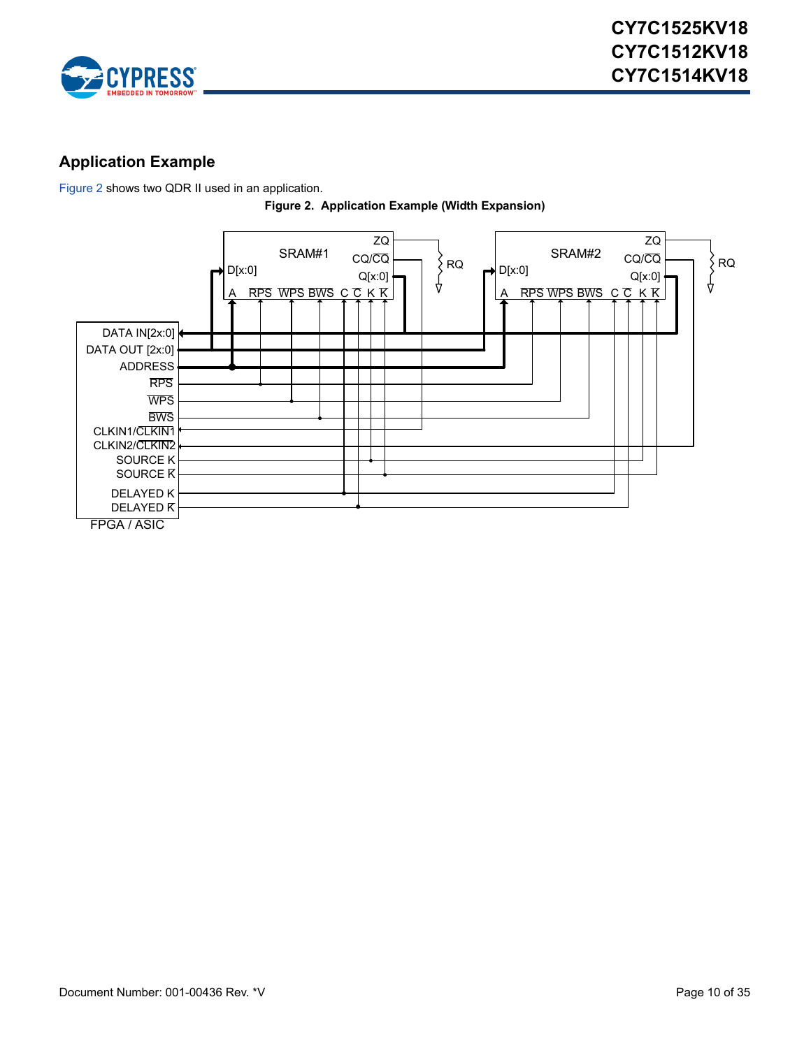## Application Example

Figure 2 shows two QDR II used in an application.

**Figure 2. Application Example (Width Expansion)**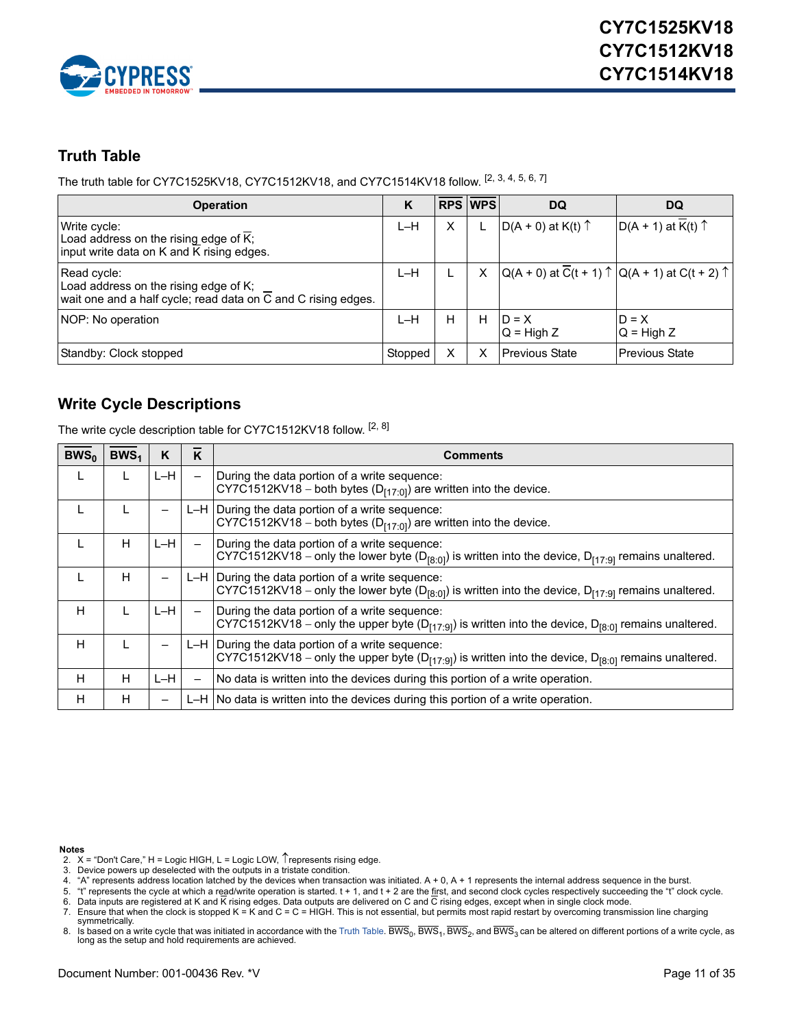## Truth Table

The truth table for CY7C1525KV18, CY7C1512KV18, and CY7C1514KV18 follow. [2, 3, 4, 5, 6, 7]

| Operation | K | $\overline{RPS}$ | $\overline{WPS}$ | DQ | DQ |
|---|---|---|---|---|---|
| Write cycle:<br>Load address on the rising edge of $\overline{K}$;<br>input write data on K and $\overline{K}$ rising edges. | L–H | X | L | D(A + 0) at K(t) ↑ | D(A + 1) at $\overline{K}$(t) ↑ |
| Read cycle:<br>Load address on the rising edge of K;<br>wait one and a half cycle; read data on $\overline{C}$ and C rising edges. | L–H | L | X | Q(A + 0) at $\overline{C}$(t + 1) ↑ | Q(A + 1) at C(t + 2) ↑ |
| NOP: No operation | L–H | H | H | D = X<br>Q = High Z | D = X<br>Q = High Z |
| Standby: Clock stopped | Stopped | X | X | Previous State | Previous State |

## Write Cycle Descriptions

The write cycle description table for CY7C1512KV18 follow. [2, 8]

| $\overline{BWS_0}$ | $\overline{BWS_1}$ | K | $\overline{K}$ | Comments |
|---|---|---|---|---|
| L | L | L–H | – | During the data portion of a write sequence:<br>CY7C1512KV18 – both bytes ($D_{[17:0]}$) are written into the device. |
| L | L | – | L–H | During the data portion of a write sequence:<br>CY7C1512KV18 – both bytes ($D_{[17:0]}$) are written into the device. |
| L | H | L–H | – | During the data portion of a write sequence:<br>CY7C1512KV18 – only the lower byte ($D_{[8:0]}$) is written into the device, $D_{[17:9]}$ remains unaltered. |
| L | H | – | L–H | During the data portion of a write sequence:<br>CY7C1512KV18 – only the lower byte ($D_{[8:0]}$) is written into the device, $D_{[17:9]}$ remains unaltered. |
| H | L | L–H | – | During the data portion of a write sequence:<br>CY7C1512KV18 – only the upper byte ($D_{[17:9]}$) is written into the device, $D_{[8:0]}$ remains unaltered. |
| H | L | – | L–H | During the data portion of a write sequence:<br>CY7C1512KV18 – only the upper byte ($D_{[17:9]}$) is written into the device, $D_{[8:0]}$ remains unaltered. |
| H | H | L–H | – | No data is written into the devices during this portion of a write operation. |
| H | H | – | L–H | No data is written into the devices during this portion of a write operation. |

**Notes**

2. X = "Don't Care," H = Logic HIGH, L = Logic LOW, ↑ represents rising edge.
3. Device powers up deselected with the outputs in a tristate condition.
4. "A" represents address location latched by the devices when transaction was initiated. A + 0, A + 1 represents the internal address sequence in the burst.
5. "t" represents the cycle at which a read/write operation is started. t + 1, and t + 2 are the first, and second clock cycles respectively succeeding the "t" clock cycle.
6. Data inputs are registered at K and $\overline{K}$ rising edges. Data outputs are delivered on C and $\overline{C}$ rising edges, except when in single clock mode.
7. Ensure that when the clock is stopped K = $\overline{K}$ and C = $\overline{C}$ = HIGH. This is not essential, but permits most rapid restart by overcoming transmission line charging symmetrically.
8. Is based on a write cycle that was initiated in accordance with the Truth Table. $\overline{BWS_0}$, $\overline{BWS_1}$, $\overline{BWS_2}$, and $\overline{BWS_3}$ can be altered on different portions of a write cycle, as long as the setup and hold requirements are achieved.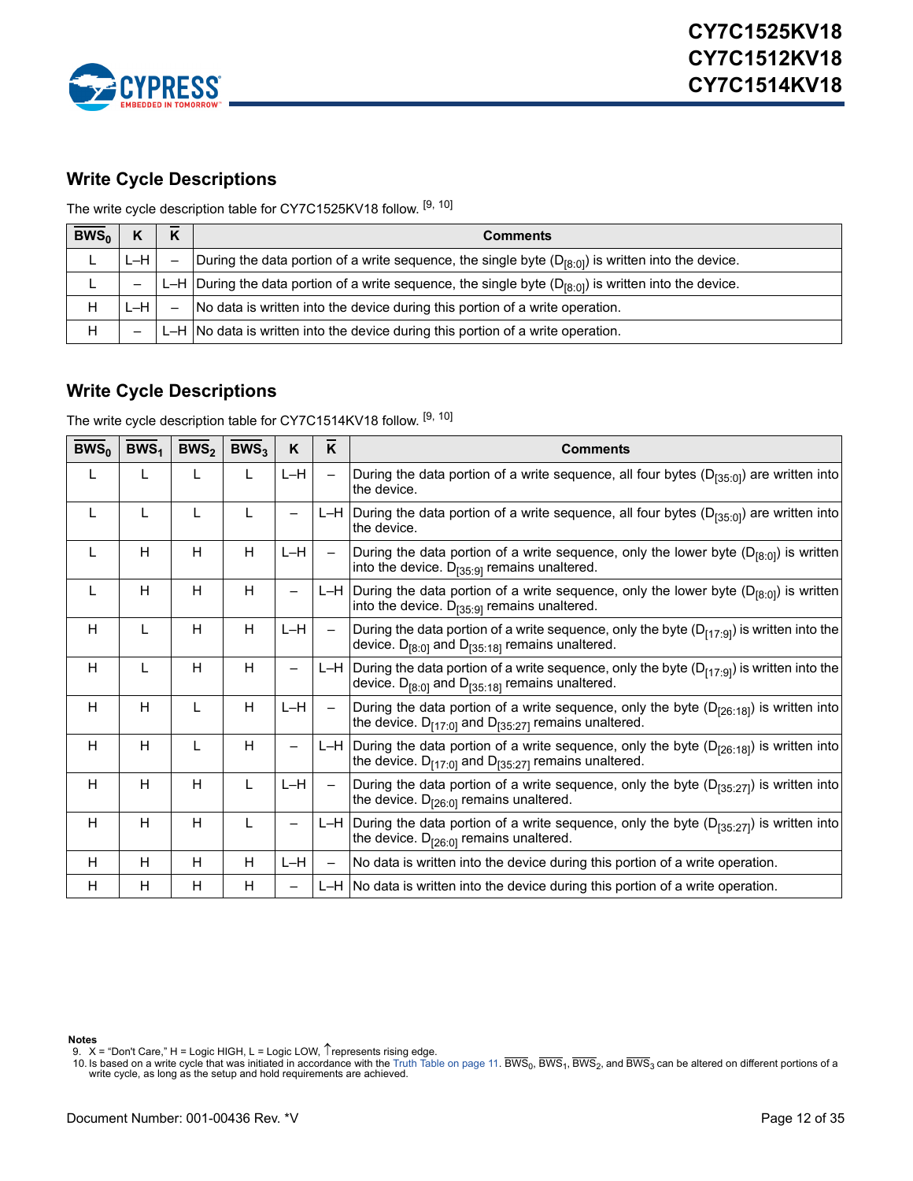## Write Cycle Descriptions

The write cycle description table for CY7C1525KV18 follow. [9, 10]

| $\overline{BWS_0}$ | K | $\overline{K}$ | Comments |
|---|---|---|---|
| L | L–H | – | During the data portion of a write sequence, the single byte ($D_{[8:0]}$) is written into the device. |
| L | – | L–H | During the data portion of a write sequence, the single byte ($D_{[8:0]}$) is written into the device. |
| H | L–H | – | No data is written into the device during this portion of a write operation. |
| H | – | L–H | No data is written into the device during this portion of a write operation. |

## Write Cycle Descriptions

The write cycle description table for CY7C1514KV18 follow. [9, 10]

| $\overline{BWS_0}$ | $\overline{BWS_1}$ | $\overline{BWS_2}$ | $\overline{BWS_3}$ | K | $\overline{K}$ | Comments |
|---|---|---|---|---|---|---|
| L | L | L | L | L–H | – | During the data portion of a write sequence, all four bytes ($D_{[35:0]}$) are written into the device. |
| L | L | L | L | – | L–H | During the data portion of a write sequence, all four bytes ($D_{[35:0]}$) are written into the device. |
| L | H | H | H | L–H | – | During the data portion of a write sequence, only the lower byte ($D_{[8:0]}$) is written into the device. $D_{[35:9]}$ remains unaltered. |
| L | H | H | H | – | L–H | During the data portion of a write sequence, only the lower byte ($D_{[8:0]}$) is written into the device. $D_{[35:9]}$ remains unaltered. |
| H | L | H | H | L–H | – | During the data portion of a write sequence, only the byte ($D_{[17:9]}$) is written into the device. $D_{[8:0]}$ and $D_{[35:18]}$ remains unaltered. |
| H | L | H | H | – | L–H | During the data portion of a write sequence, only the byte ($D_{[17:9]}$) is written into the device. $D_{[8:0]}$ and $D_{[35:18]}$ remains unaltered. |
| H | H | L | H | L–H | – | During the data portion of a write sequence, only the byte ($D_{[26:18]}$) is written into the device. $D_{[17:0]}$ and $D_{[35:27]}$ remains unaltered. |
| H | H | L | H | – | L–H | During the data portion of a write sequence, only the byte ($D_{[26:18]}$) is written into the device. $D_{[17:0]}$ and $D_{[35:27]}$ remains unaltered. |
| H | H | H | L | L–H | – | During the data portion of a write sequence, only the byte ($D_{[35:27]}$) is written into the device. $D_{[26:0]}$ remains unaltered. |
| H | H | H | L | – | L–H | During the data portion of a write sequence, only the byte ($D_{[35:27]}$) is written into the device. $D_{[26:0]}$ remains unaltered. |
| H | H | H | H | L–H | – | No data is written into the device during this portion of a write operation. |
| H | H | H | H | – | L–H | No data is written into the device during this portion of a write operation. |

**Notes**

9. X = "Don't Care," H = Logic HIGH, L = Logic LOW, ↑ represents rising edge.
10. Is based on a write cycle that was initiated in accordance with the Truth Table on page 11. $\overline{BWS_0}$, $\overline{BWS_1}$, $\overline{BWS_2}$, and $\overline{BWS_3}$ can be altered on different portions of a write cycle, as long as the setup and hold requirements are achieved.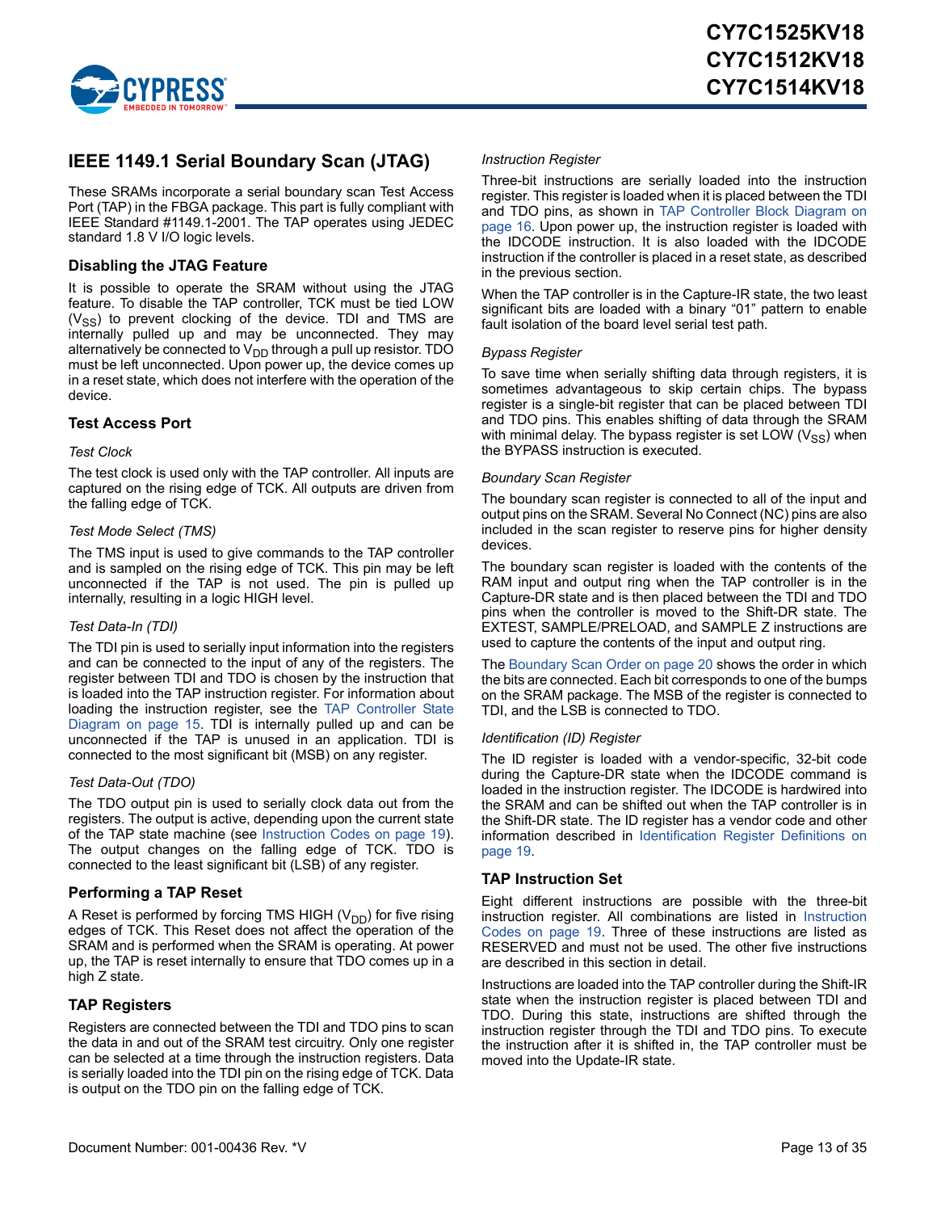# IEEE 1149.1 Serial Boundary Scan (JTAG)

These SRAMs incorporate a serial boundary scan Test Access Port (TAP) in the FBGA package. This part is fully compliant with IEEE Standard #1149.1-2001. The TAP operates using JEDEC standard 1.8 V I/O logic levels.

## Disabling the JTAG Feature

It is possible to operate the SRAM without using the JTAG feature. To disable the TAP controller, TCK must be tied LOW ($V_{SS}$) to prevent clocking of the device. TDI and TMS are internally pulled up and may be unconnected. They may alternatively be connected to $V_{DD}$ through a pull up resistor. TDO must be left unconnected. Upon power up, the device comes up in a reset state, which does not interfere with the operation of the device.

## Test Access Port

*Test Clock*

The test clock is used only with the TAP controller. All inputs are captured on the rising edge of TCK. All outputs are driven from the falling edge of TCK.

*Test Mode Select (TMS)*

The TMS input is used to give commands to the TAP controller and is sampled on the rising edge of TCK. This pin may be left unconnected if the TAP is not used. The pin is pulled up internally, resulting in a logic HIGH level.

*Test Data-In (TDI)*

The TDI pin is used to serially input information into the registers and can be connected to the input of any of the registers. The register between TDI and TDO is chosen by the instruction that is loaded into the TAP instruction register. For information about loading the instruction register, see the TAP Controller State Diagram on page 15. TDI is internally pulled up and can be unconnected if the TAP is unused in an application. TDI is connected to the most significant bit (MSB) on any register.

*Test Data-Out (TDO)*

The TDO output pin is used to serially clock data out from the registers. The output is active, depending upon the current state of the TAP state machine (see Instruction Codes on page 19). The output changes on the falling edge of TCK. TDO is connected to the least significant bit (LSB) of any register.

## Performing a TAP Reset

A Reset is performed by forcing TMS HIGH ($V_{DD}$) for five rising edges of TCK. This Reset does not affect the operation of the SRAM and is performed when the SRAM is operating. At power up, the TAP is reset internally to ensure that TDO comes up in a high Z state.

## TAP Registers

Registers are connected between the TDI and TDO pins to scan the data in and out of the SRAM test circuitry. Only one register can be selected at a time through the instruction registers. Data is serially loaded into the TDI pin on the rising edge of TCK. Data is output on the TDO pin on the falling edge of TCK.

*Instruction Register*

Three-bit instructions are serially loaded into the instruction register. This register is loaded when it is placed between the TDI and TDO pins, as shown in TAP Controller Block Diagram on page 16. Upon power up, the instruction register is loaded with the IDCODE instruction. It is also loaded with the IDCODE instruction if the controller is placed in a reset state, as described in the previous section.

When the TAP controller is in the Capture-IR state, the two least significant bits are loaded with a binary "01" pattern to enable fault isolation of the board level serial test path.

*Bypass Register*

To save time when serially shifting data through registers, it is sometimes advantageous to skip certain chips. The bypass register is a single-bit register that can be placed between TDI and TDO pins. This enables shifting of data through the SRAM with minimal delay. The bypass register is set LOW ($V_{SS}$) when the BYPASS instruction is executed.

*Boundary Scan Register*

The boundary scan register is connected to all of the input and output pins on the SRAM. Several No Connect (NC) pins are also included in the scan register to reserve pins for higher density devices.

The boundary scan register is loaded with the contents of the RAM input and output ring when the TAP controller is in the Capture-DR state and is then placed between the TDI and TDO pins when the controller is moved to the Shift-DR state. The EXTEST, SAMPLE/PRELOAD, and SAMPLE Z instructions are used to capture the contents of the input and output ring.

The Boundary Scan Order on page 20 shows the order in which the bits are connected. Each bit corresponds to one of the bumps on the SRAM package. The MSB of the register is connected to TDI, and the LSB is connected to TDO.

*Identification (ID) Register*

The ID register is loaded with a vendor-specific, 32-bit code during the Capture-DR state when the IDCODE command is loaded in the instruction register. The IDCODE is hardwired into the SRAM and can be shifted out when the TAP controller is in the Shift-DR state. The ID register has a vendor code and other information described in Identification Register Definitions on page 19.

## TAP Instruction Set

Eight different instructions are possible with the three-bit instruction register. All combinations are listed in Instruction Codes on page 19. Three of these instructions are listed as RESERVED and must not be used. The other five instructions are described in this section in detail.

Instructions are loaded into the TAP controller during the Shift-IR state when the instruction register is placed between TDI and TDO. During this state, instructions are shifted through the instruction register through the TDI and TDO pins. To execute the instruction after it is shifted in, the TAP controller must be moved into the Update-IR state.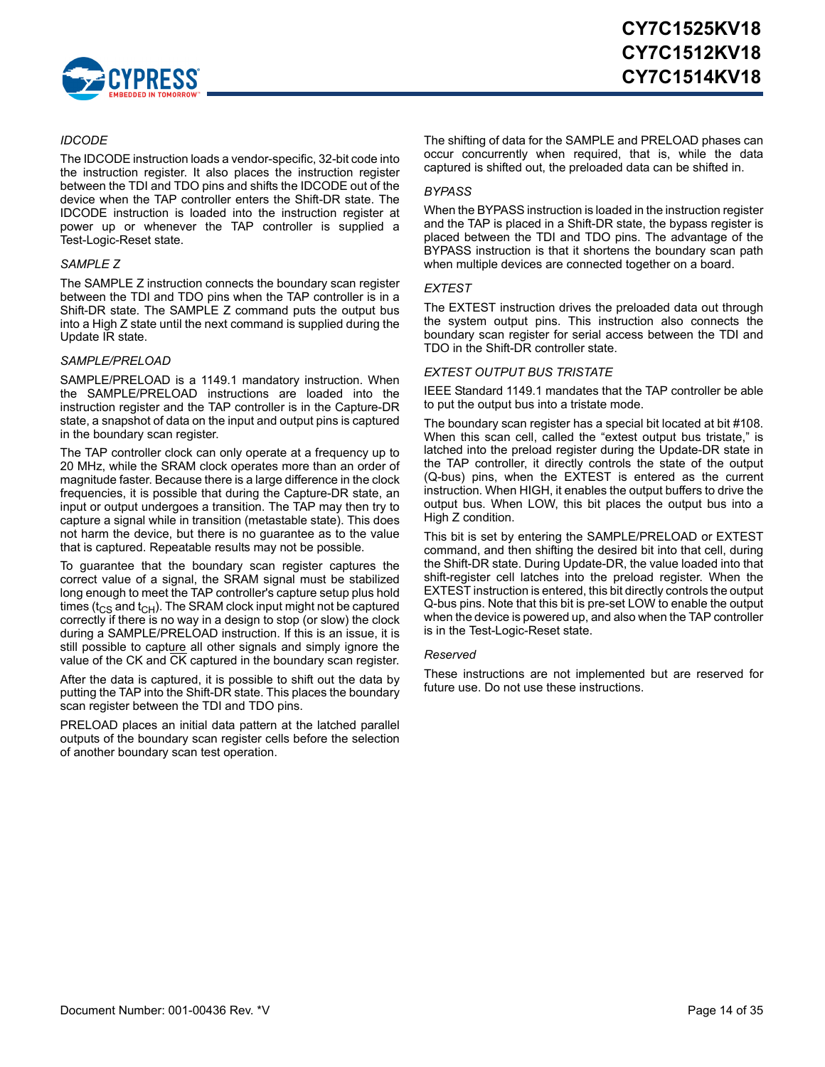#### IDCODE

The IDCODE instruction loads a vendor-specific, 32-bit code into the instruction register. It also places the instruction register between the TDI and TDO pins and shifts the IDCODE out of the device when the TAP controller enters the Shift-DR state. The IDCODE instruction is loaded into the instruction register at power up or whenever the TAP controller is supplied a Test-Logic-Reset state.

#### SAMPLE Z

The SAMPLE Z instruction connects the boundary scan register between the TDI and TDO pins when the TAP controller is in a Shift-DR state. The SAMPLE Z command puts the output bus into a High Z state until the next command is supplied during the Update IR state.

#### SAMPLE/PRELOAD

SAMPLE/PRELOAD is a 1149.1 mandatory instruction. When the SAMPLE/PRELOAD instructions are loaded into the instruction register and the TAP controller is in the Capture-DR state, a snapshot of data on the input and output pins is captured in the boundary scan register.

The TAP controller clock can only operate at a frequency up to 20 MHz, while the SRAM clock operates more than an order of magnitude faster. Because there is a large difference in the clock frequencies, it is possible that during the Capture-DR state, an input or output undergoes a transition. The TAP may then try to capture a signal while in transition (metastable state). This does not harm the device, but there is no guarantee as to the value that is captured. Repeatable results may not be possible.

To guarantee that the boundary scan register captures the correct value of a signal, the SRAM signal must be stabilized long enough to meet the TAP controller's capture setup plus hold times ($t_{CS}$ and $t_{CH}$). The SRAM clock input might not be captured correctly if there is no way in a design to stop (or slow) the clock during a SAMPLE/PRELOAD instruction. If this is an issue, it is still possible to capture all other signals and simply ignore the value of the CK and $\overline{CK}$ captured in the boundary scan register.

After the data is captured, it is possible to shift out the data by putting the TAP into the Shift-DR state. This places the boundary scan register between the TDI and TDO pins.

PRELOAD places an initial data pattern at the latched parallel outputs of the boundary scan register cells before the selection of another boundary scan test operation.

The shifting of data for the SAMPLE and PRELOAD phases can occur concurrently when required, that is, while the data captured is shifted out, the preloaded data can be shifted in.

#### BYPASS

When the BYPASS instruction is loaded in the instruction register and the TAP is placed in a Shift-DR state, the bypass register is placed between the TDI and TDO pins. The advantage of the BYPASS instruction is that it shortens the boundary scan path when multiple devices are connected together on a board.

#### EXTEST

The EXTEST instruction drives the preloaded data out through the system output pins. This instruction also connects the boundary scan register for serial access between the TDI and TDO in the Shift-DR controller state.

#### EXTEST OUTPUT BUS TRISTATE

IEEE Standard 1149.1 mandates that the TAP controller be able to put the output bus into a tristate mode.

The boundary scan register has a special bit located at bit #108. When this scan cell, called the "extest output bus tristate," is latched into the preload register during the Update-DR state in the TAP controller, it directly controls the state of the output (Q-bus) pins, when the EXTEST is entered as the current instruction. When HIGH, it enables the output buffers to drive the output bus. When LOW, this bit places the output bus into a High Z condition.

This bit is set by entering the SAMPLE/PRELOAD or EXTEST command, and then shifting the desired bit into that cell, during the Shift-DR state. During Update-DR, the value loaded into that shift-register cell latches into the preload register. When the EXTEST instruction is entered, this bit directly controls the output Q-bus pins. Note that this bit is pre-set LOW to enable the output when the device is powered up, and also when the TAP controller is in the Test-Logic-Reset state.

#### Reserved

These instructions are not implemented but are reserved for future use. Do not use these instructions.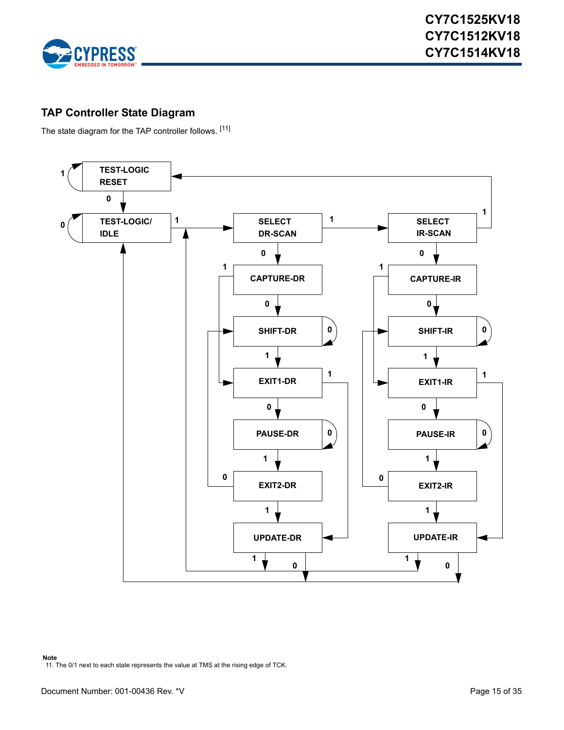## TAP Controller State Diagram

The state diagram for the TAP controller follows. [11]

Note
11. The 0/1 next to each state represents the value at TMS at the rising edge of TCK.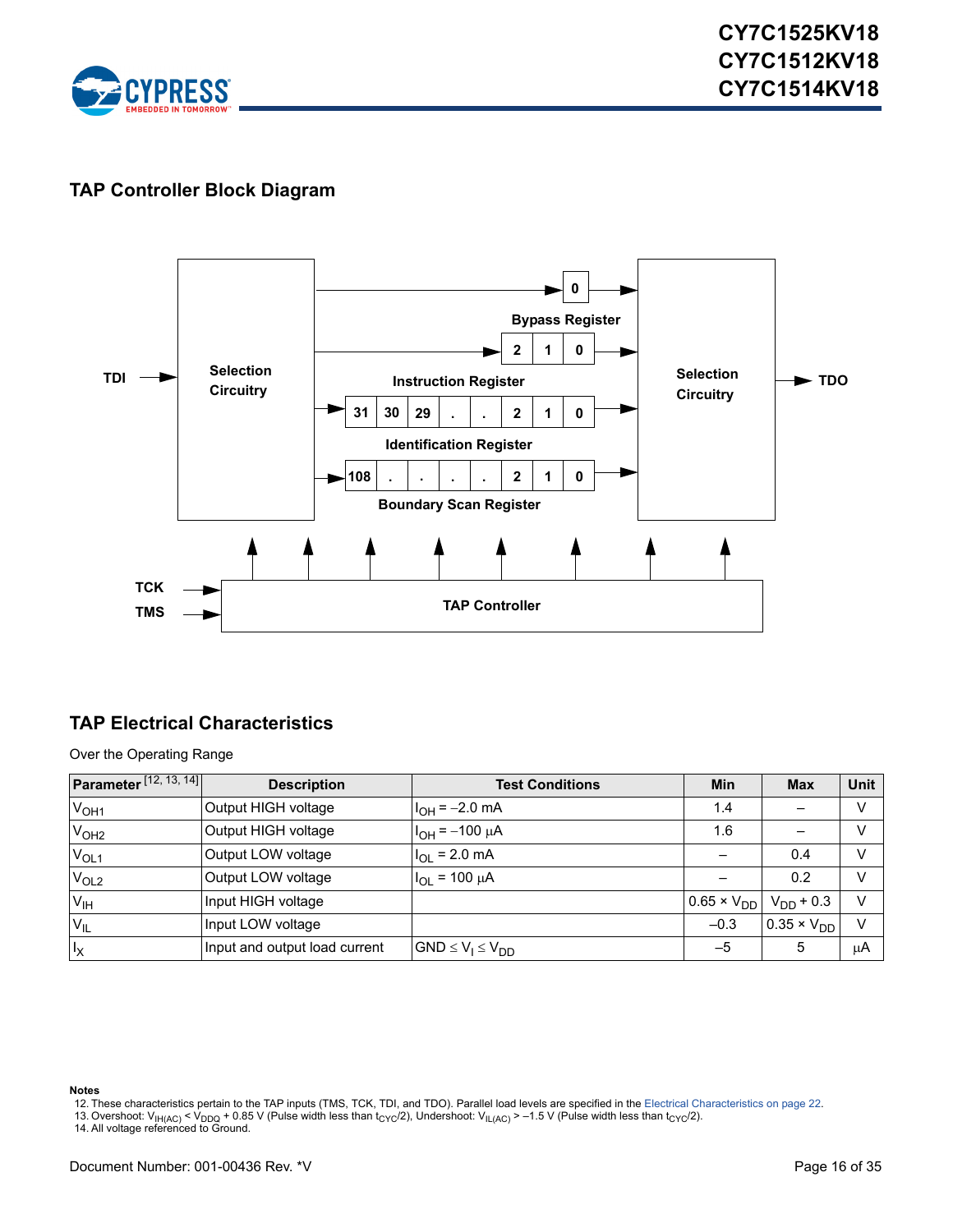## TAP Controller Block Diagram

TDI → Selection Circuitry

Bypass Register: 0

Instruction Register: 2 | 1 | 0

Identification Register: 31 | 30 | 29 | . | . | 2 | 1 | 0

Boundary Scan Register: 108 | . | . | . | . | 2 | 1 | 0

Selection Circuitry → TDO

TCK, TMS → TAP Controller

## TAP Electrical Characteristics

Over the Operating Range

| Parameter [12, 13, 14] | Description | Test Conditions | Min | Max | Unit |
|---|---|---|---|---|---|
| $V_{OH1}$ | Output HIGH voltage | $I_{OH} = -2.0$ mA | 1.4 | – | V |
| $V_{OH2}$ | Output HIGH voltage | $I_{OH} = -100$ µA | 1.6 | – | V |
| $V_{OL1}$ | Output LOW voltage | $I_{OL} = 2.0$ mA | – | 0.4 | V |
| $V_{OL2}$ | Output LOW voltage | $I_{OL} = 100$ µA | – | 0.2 | V |
| $V_{IH}$ | Input HIGH voltage | | $0.65 \times V_{DD}$ | $V_{DD} + 0.3$ | V |
| $V_{IL}$ | Input LOW voltage | | –0.3 | $0.35 \times V_{DD}$ | V |
| $I_X$ | Input and output load current | $GND \leq V_I \leq V_{DD}$ | –5 | 5 | µA |

**Notes**

12. These characteristics pertain to the TAP inputs (TMS, TCK, TDI, and TDO). Parallel load levels are specified in the Electrical Characteristics on page 22.
13. Overshoot: $V_{IH(AC)} < V_{DDQ} + 0.85$ V (Pulse width less than $t_{CYC}/2$), Undershoot: $V_{IL(AC)} > -1.5$ V (Pulse width less than $t_{CYC}/2$).
14. All voltage referenced to Ground.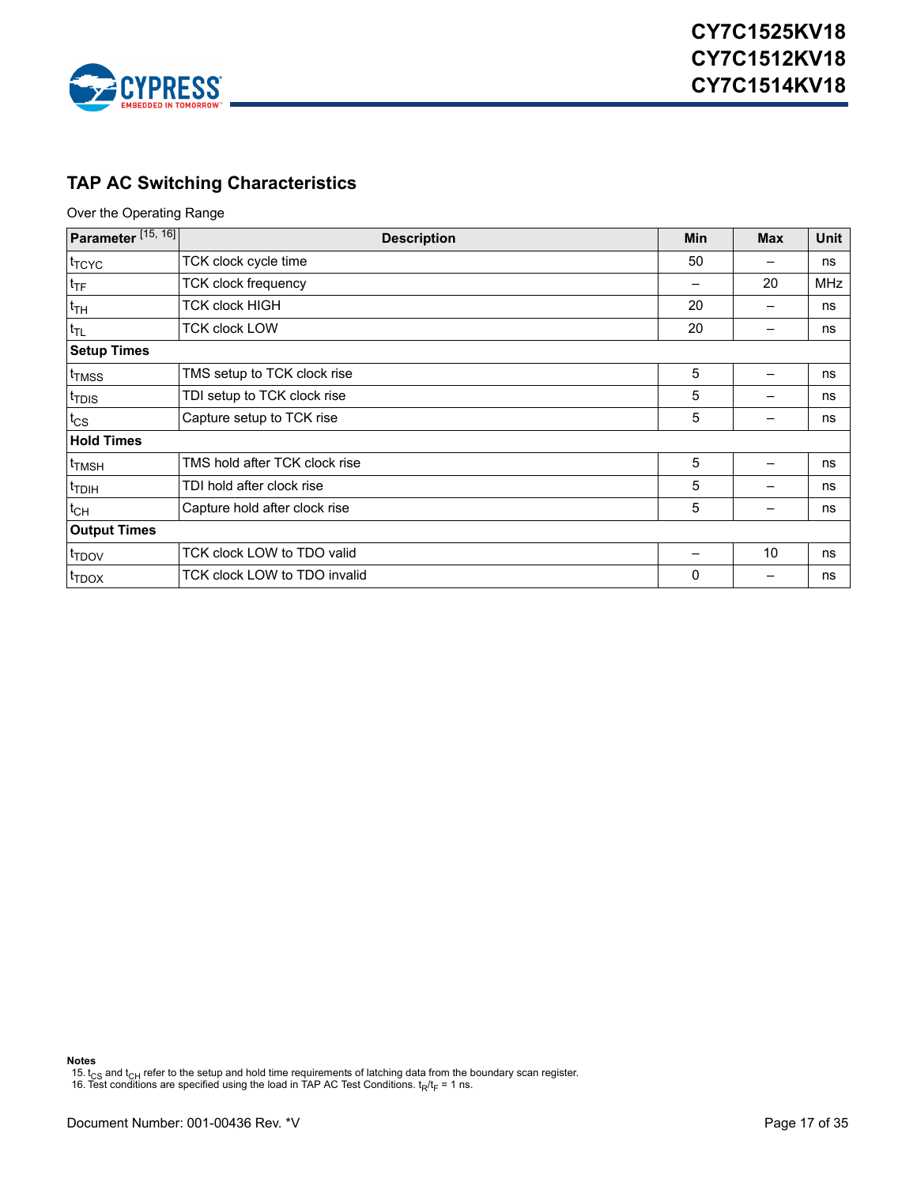## TAP AC Switching Characteristics

Over the Operating Range

| Parameter [15, 16] | Description | Min | Max | Unit |
|---|---|---|---|---|
| $t_{TCYC}$ | TCK clock cycle time | 50 | – | ns |
| $t_{TF}$ | TCK clock frequency | – | 20 | MHz |
| $t_{TH}$ | TCK clock HIGH | 20 | – | ns |
| $t_{TL}$ | TCK clock LOW | 20 | – | ns |
| **Setup Times** | | | | |
| $t_{TMSS}$ | TMS setup to TCK clock rise | 5 | – | ns |
| $t_{TDIS}$ | TDI setup to TCK clock rise | 5 | – | ns |
| $t_{CS}$ | Capture setup to TCK rise | 5 | – | ns |
| **Hold Times** | | | | |
| $t_{TMSH}$ | TMS hold after TCK clock rise | 5 | – | ns |
| $t_{TDIH}$ | TDI hold after clock rise | 5 | – | ns |
| $t_{CH}$ | Capture hold after clock rise | 5 | – | ns |
| **Output Times** | | | | |
| $t_{TDOV}$ | TCK clock LOW to TDO valid | – | 10 | ns |
| $t_{TDOX}$ | TCK clock LOW to TDO invalid | 0 | – | ns |

**Notes**

15. $t_{CS}$ and $t_{CH}$ refer to the setup and hold time requirements of latching data from the boundary scan register.
16. Test conditions are specified using the load in TAP AC Test Conditions. $t_R/t_F$ = 1 ns.

Document Number: 001-00436 Rev. *V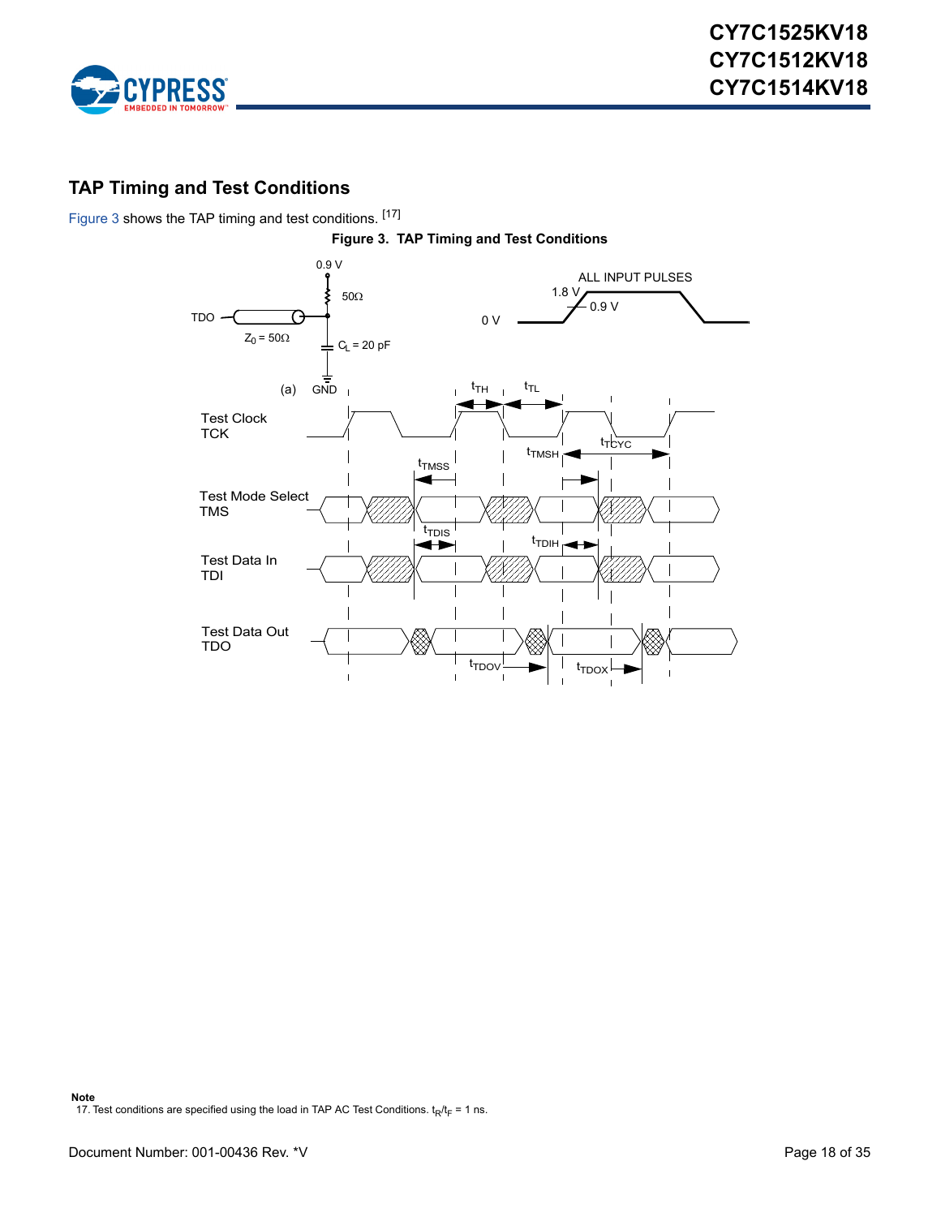## TAP Timing and Test Conditions

Figure 3 shows the TAP timing and test conditions. [17]

**Figure 3. TAP Timing and Test Conditions**

Note
17. Test conditions are specified using the load in TAP AC Test Conditions. $t_R/t_F$ = 1 ns.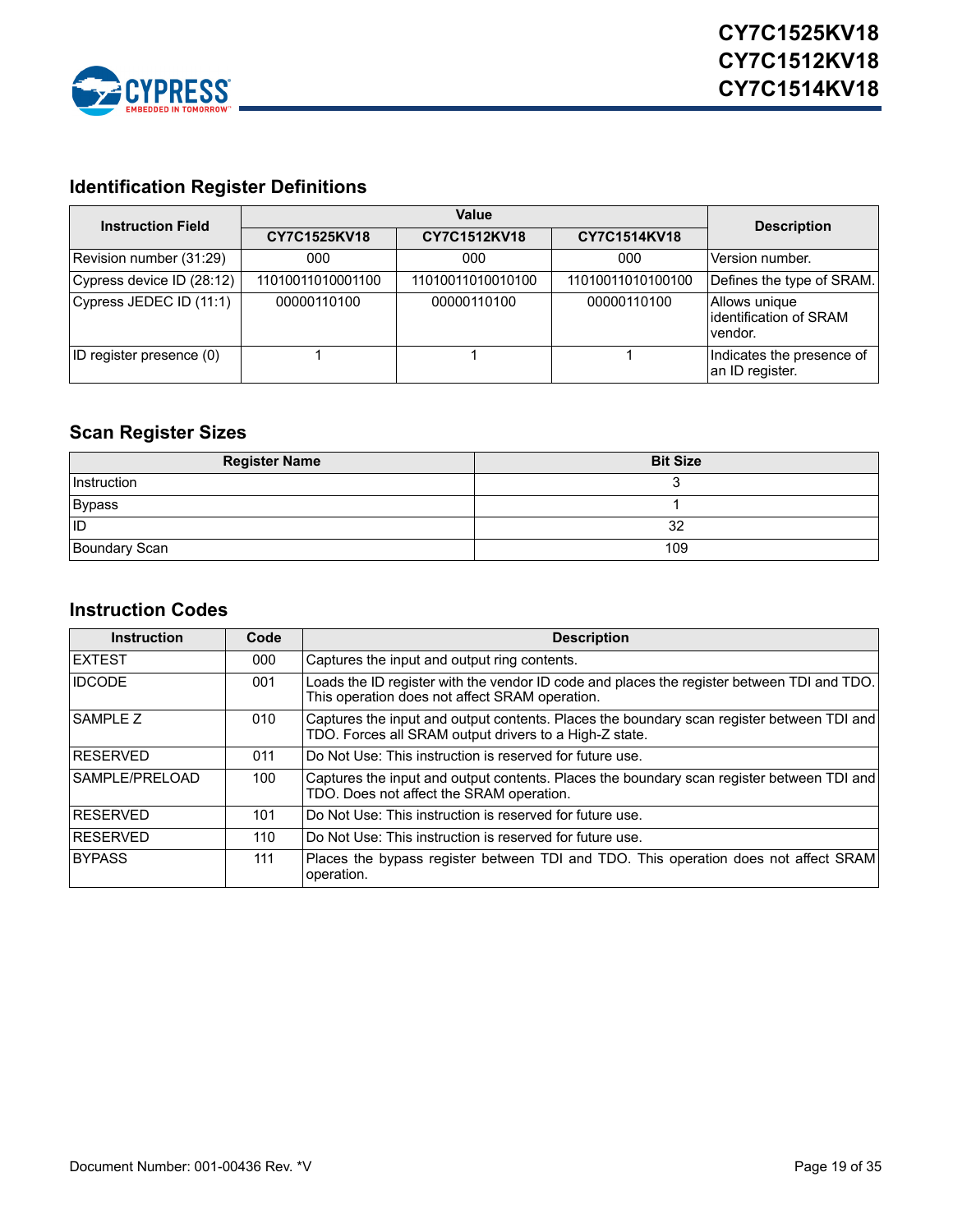## Identification Register Definitions

| Instruction Field | Value | | | Description |
|---|---|---|---|---|
| | CY7C1525KV18 | CY7C1512KV18 | CY7C1514KV18 | |
| Revision number (31:29) | 000 | 000 | 000 | Version number. |
| Cypress device ID (28:12) | 11010011010001100 | 11010011010010100 | 11010011010100100 | Defines the type of SRAM. |
| Cypress JEDEC ID (11:1) | 00000110100 | 00000110100 | 00000110100 | Allows unique identification of SRAM vendor. |
| ID register presence (0) | 1 | 1 | 1 | Indicates the presence of an ID register. |

## Scan Register Sizes

| Register Name | Bit Size |
|---|---|
| Instruction | 3 |
| Bypass | 1 |
| ID | 32 |
| Boundary Scan | 109 |

## Instruction Codes

| Instruction | Code | Description |
|---|---|---|
| EXTEST | 000 | Captures the input and output ring contents. |
| IDCODE | 001 | Loads the ID register with the vendor ID code and places the register between TDI and TDO. This operation does not affect SRAM operation. |
| SAMPLE Z | 010 | Captures the input and output contents. Places the boundary scan register between TDI and TDO. Forces all SRAM output drivers to a High-Z state. |
| RESERVED | 011 | Do Not Use: This instruction is reserved for future use. |
| SAMPLE/PRELOAD | 100 | Captures the input and output contents. Places the boundary scan register between TDI and TDO. Does not affect the SRAM operation. |
| RESERVED | 101 | Do Not Use: This instruction is reserved for future use. |
| RESERVED | 110 | Do Not Use: This instruction is reserved for future use. |
| BYPASS | 111 | Places the bypass register between TDI and TDO. This operation does not affect SRAM operation. |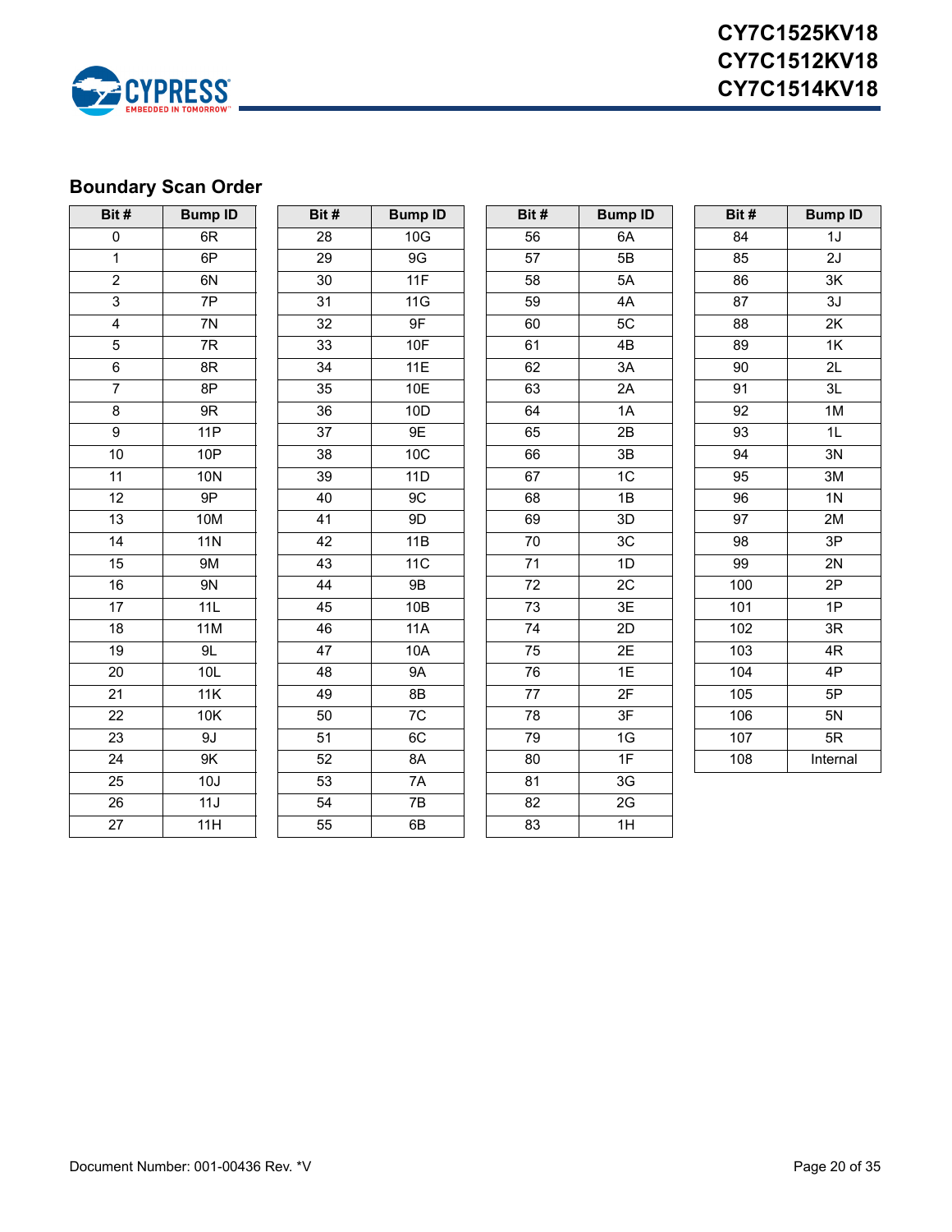## Boundary Scan Order

| Bit # | Bump ID | Bit # | Bump ID | Bit # | Bump ID | Bit # | Bump ID |
|---|---|---|---|---|---|---|---|
| 0 | 6R | 28 | 10G | 56 | 6A | 84 | 1J |
| 1 | 6P | 29 | 9G | 57 | 5B | 85 | 2J |
| 2 | 6N | 30 | 11F | 58 | 5A | 86 | 3K |
| 3 | 7P | 31 | 11G | 59 | 4A | 87 | 3J |
| 4 | 7N | 32 | 9F | 60 | 5C | 88 | 2K |
| 5 | 7R | 33 | 10F | 61 | 4B | 89 | 1K |
| 6 | 8R | 34 | 11E | 62 | 3A | 90 | 2L |
| 7 | 8P | 35 | 10E | 63 | 2A | 91 | 3L |
| 8 | 9R | 36 | 10D | 64 | 1A | 92 | 1M |
| 9 | 11P | 37 | 9E | 65 | 2B | 93 | 1L |
| 10 | 10P | 38 | 10C | 66 | 3B | 94 | 3N |
| 11 | 10N | 39 | 11D | 67 | 1C | 95 | 3M |
| 12 | 9P | 40 | 9C | 68 | 1B | 96 | 1N |
| 13 | 10M | 41 | 9D | 69 | 3D | 97 | 2M |
| 14 | 11N | 42 | 11B | 70 | 3C | 98 | 3P |
| 15 | 9M | 43 | 11C | 71 | 1D | 99 | 2N |
| 16 | 9N | 44 | 9B | 72 | 2C | 100 | 2P |
| 17 | 11L | 45 | 10B | 73 | 3E | 101 | 1P |
| 18 | 11M | 46 | 11A | 74 | 2D | 102 | 3R |
| 19 | 9L | 47 | 10A | 75 | 2E | 103 | 4R |
| 20 | 10L | 48 | 9A | 76 | 1E | 104 | 4P |
| 21 | 11K | 49 | 8B | 77 | 2F | 105 | 5P |
| 22 | 10K | 50 | 7C | 78 | 3F | 106 | 5N |
| 23 | 9J | 51 | 6C | 79 | 1G | 107 | 5R |
| 24 | 9K | 52 | 8A | 80 | 1F | 108 | Internal |
| 25 | 10J | 53 | 7A | 81 | 3G | | |
| 26 | 11J | 54 | 7B | 82 | 2G | | |
| 27 | 11H | 55 | 6B | 83 | 1H | | |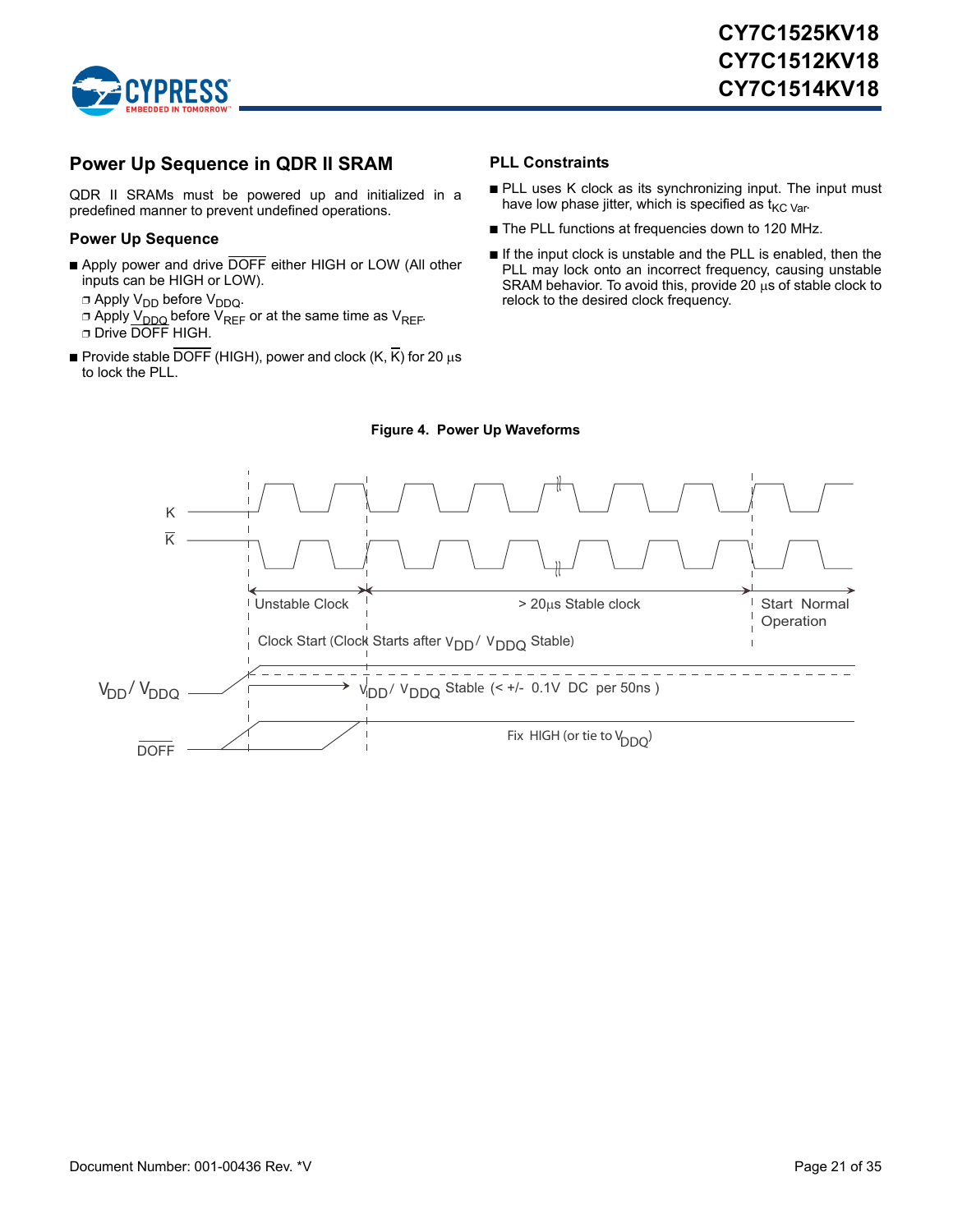## Power Up Sequence in QDR II SRAM

QDR II SRAMs must be powered up and initialized in a predefined manner to prevent undefined operations.

### Power Up Sequence

- Apply power and drive $\overline{DOFF}$ either HIGH or LOW (All other inputs can be HIGH or LOW).
  - Apply $V_{DD}$ before $V_{DDQ}$.
  - Apply $V_{DDQ}$ before $V_{REF}$ or at the same time as $V_{REF}$.
  - Drive $\overline{DOFF}$ HIGH.
- Provide stable $\overline{DOFF}$ (HIGH), power and clock (K, $\overline{K}$) for 20 µs to lock the PLL.

### PLL Constraints

- PLL uses K clock as its synchronizing input. The input must have low phase jitter, which is specified as $t_{KC\ Var}$.
- The PLL functions at frequencies down to 120 MHz.
- If the input clock is unstable and the PLL is enabled, then the PLL may lock onto an incorrect frequency, causing unstable SRAM behavior. To avoid this, provide 20 µs of stable clock to relock to the desired clock frequency.

**Figure 4. Power Up Waveforms**

K

$\overline{K}$

Unstable Clock | > 20µs Stable clock | Start Normal Operation

Clock Start (Clock Starts after $V_{DD}$/ $V_{DDQ}$ Stable)

$V_{DD}$/ $V_{DDQ}$ — $V_{DD}$/ $V_{DDQ}$ Stable (< +/- 0.1V DC per 50ns )

$\overline{DOFF}$ — Fix HIGH (or tie to $V_{DDQ}$)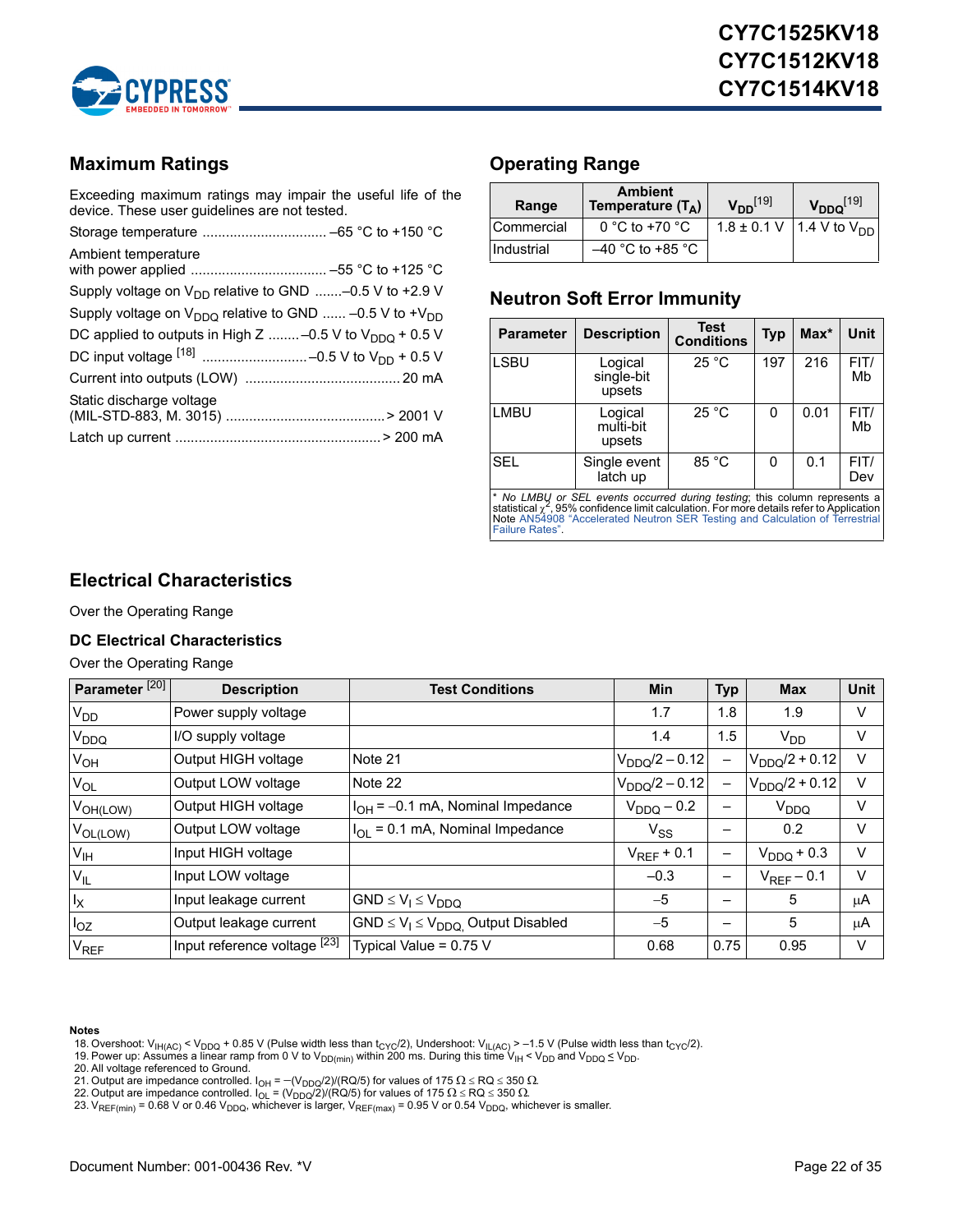## Maximum Ratings

Exceeding maximum ratings may impair the useful life of the device. These user guidelines are not tested.

Storage temperature ................................ –65 °C to +150 °C

Ambient temperature with power applied ................................... –55 °C to +125 °C

Supply voltage on $V_{DD}$ relative to GND .......–0.5 V to +2.9 V

Supply voltage on $V_{DDQ}$ relative to GND ...... –0.5 V to $+V_{DD}$

DC applied to outputs in High Z ........–0.5 V to $V_{DDQ}$ + 0.5 V

DC input voltage [18] ..........................–0.5 V to $V_{DD}$ + 0.5 V

Current into outputs (LOW) ....................................... 20 mA

Static discharge voltage (MIL-STD-883, M. 3015) .........................................> 2001 V

Latch up current ....................................................> 200 mA

## Operating Range

| Range | Ambient Temperature ($T_A$) | $V_{DD}$[19] | $V_{DDQ}$[19] |
|---|---|---|---|
| Commercial | 0 °C to +70 °C | 1.8 ± 0.1 V | 1.4 V to $V_{DD}$ |
| Industrial | –40 °C to +85 °C | | |

## Neutron Soft Error Immunity

| Parameter | Description | Test Conditions | Typ | Max* | Unit |
|---|---|---|---|---|---|
| LSBU | Logical single-bit upsets | 25 °C | 197 | 216 | FIT/Mb |
| LMBU | Logical multi-bit upsets | 25 °C | 0 | 0.01 | FIT/Mb |
| SEL | Single event latch up | 85 °C | 0 | 0.1 | FIT/Dev |

\* *No LMBU or SEL events occurred during testing*; this column represents a statistical $\chi^2$, 95% confidence limit calculation. For more details refer to Application Note AN54908 "Accelerated Neutron SER Testing and Calculation of Terrestrial Failure Rates".

## Electrical Characteristics

Over the Operating Range

### DC Electrical Characteristics

Over the Operating Range

| Parameter [20] | Description | Test Conditions | Min | Typ | Max | Unit |
|---|---|---|---|---|---|---|
| $V_{DD}$ | Power supply voltage | | 1.7 | 1.8 | 1.9 | V |
| $V_{DDQ}$ | I/O supply voltage | | 1.4 | 1.5 | $V_{DD}$ | V |
| $V_{OH}$ | Output HIGH voltage | Note 21 | $V_{DDQ}/2 - 0.12$ | – | $V_{DDQ}/2 + 0.12$ | V |
| $V_{OL}$ | Output LOW voltage | Note 22 | $V_{DDQ}/2 - 0.12$ | – | $V_{DDQ}/2 + 0.12$ | V |
| $V_{OH(LOW)}$ | Output HIGH voltage | $I_{OH} = -0.1$ mA, Nominal Impedance | $V_{DDQ} - 0.2$ | – | $V_{DDQ}$ | V |
| $V_{OL(LOW)}$ | Output LOW voltage | $I_{OL} = 0.1$ mA, Nominal Impedance | $V_{SS}$ | – | 0.2 | V |
| $V_{IH}$ | Input HIGH voltage | | $V_{REF} + 0.1$ | – | $V_{DDQ} + 0.3$ | V |
| $V_{IL}$ | Input LOW voltage | | –0.3 | – | $V_{REF} - 0.1$ | V |
| $I_X$ | Input leakage current | GND $\le V_I \le V_{DDQ}$ | –5 | – | 5 | µA |
| $I_{OZ}$ | Output leakage current | GND $\le V_I \le V_{DDQ}$, Output Disabled | –5 | – | 5 | µA |
| $V_{REF}$ | Input reference voltage [23] | Typical Value = 0.75 V | 0.68 | 0.75 | 0.95 | V |

**Notes**

18. Overshoot: $V_{IH(AC)} < V_{DDQ} + 0.85$ V (Pulse width less than $t_{CYC}/2$), Undershoot: $V_{IL(AC)} > -1.5$ V (Pulse width less than $t_{CYC}/2$).
19. Power up: Assumes a linear ramp from 0 V to $V_{DD(min)}$ within 200 ms. During this time $V_{IH} < V_{DD}$ and $V_{DDQ} \le V_{DD}$.
20. All voltage referenced to Ground.
21. Output are impedance controlled. $I_{OH} = -(V_{DDQ}/2)/(RQ/5)$ for values of 175 Ω ≤ RQ ≤ 350 Ω.
22. Output are impedance controlled. $I_{OL} = (V_{DDQ}/2)/(RQ/5)$ for values of 175 Ω ≤ RQ ≤ 350 Ω.
23. $V_{REF(min)}$ = 0.68 V or 0.46 $V_{DDQ}$, whichever is larger, $V_{REF(max)}$ = 0.95 V or 0.54 $V_{DDQ}$, whichever is smaller.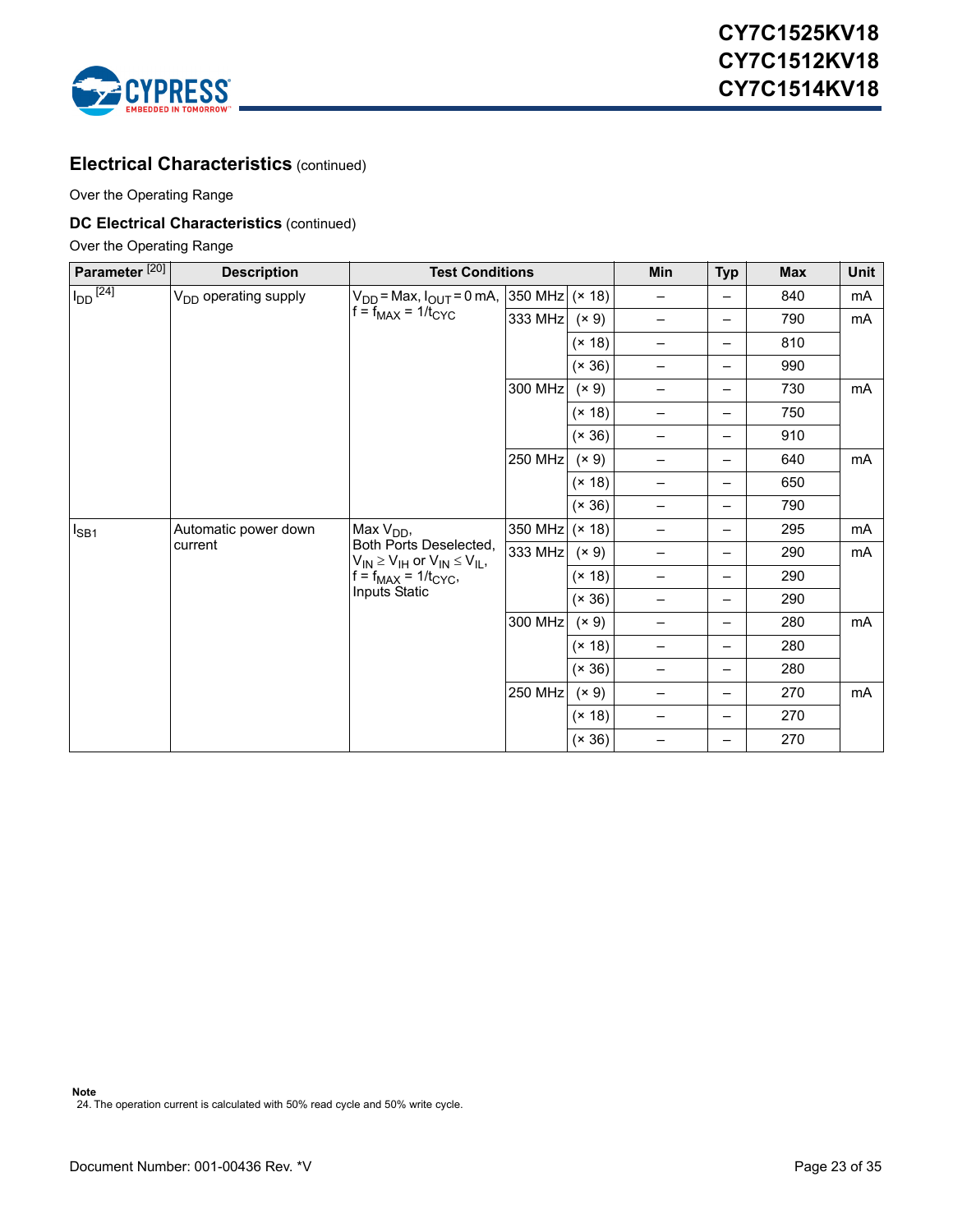## Electrical Characteristics (continued)

Over the Operating Range

### DC Electrical Characteristics (continued)

Over the Operating Range

| Parameter [20] | Description | Test Conditions | | | Min | Typ | Max | Unit |
|---|---|---|---|---|---|---|---|---|
| $I_{DD}$ [24] | $V_{DD}$ operating supply | $V_{DD}$ = Max, $I_{OUT}$ = 0 mA, f = $f_{MAX}$ = 1/$t_{CYC}$ | 350 MHz | (× 18) | – | – | 840 | mA |
| | | | 333 MHz | (× 9) | – | – | 790 | mA |
| | | | | (× 18) | – | – | 810 | |
| | | | | (× 36) | – | – | 990 | |
| | | | 300 MHz | (× 9) | – | – | 730 | mA |
| | | | | (× 18) | – | – | 750 | |
| | | | | (× 36) | – | – | 910 | |
| | | | 250 MHz | (× 9) | – | – | 640 | mA |
| | | | | (× 18) | – | – | 650 | |
| | | | | (× 36) | – | – | 790 | |
| $I_{SB1}$ | Automatic power down current | Max $V_{DD}$, Both Ports Deselected, $V_{IN} \geq V_{IH}$ or $V_{IN} \leq V_{IL}$, f = $f_{MAX}$ = 1/$t_{CYC}$, Inputs Static | 350 MHz | (× 18) | – | – | 295 | mA |
| | | | 333 MHz | (× 9) | – | – | 290 | mA |
| | | | | (× 18) | – | – | 290 | |
| | | | | (× 36) | – | – | 290 | |
| | | | 300 MHz | (× 9) | – | – | 280 | mA |
| | | | | (× 18) | – | – | 280 | |
| | | | | (× 36) | – | – | 280 | |
| | | | 250 MHz | (× 9) | – | – | 270 | mA |
| | | | | (× 18) | – | – | 270 | |
| | | | | (× 36) | – | – | 270 | |

**Note**
24. The operation current is calculated with 50% read cycle and 50% write cycle.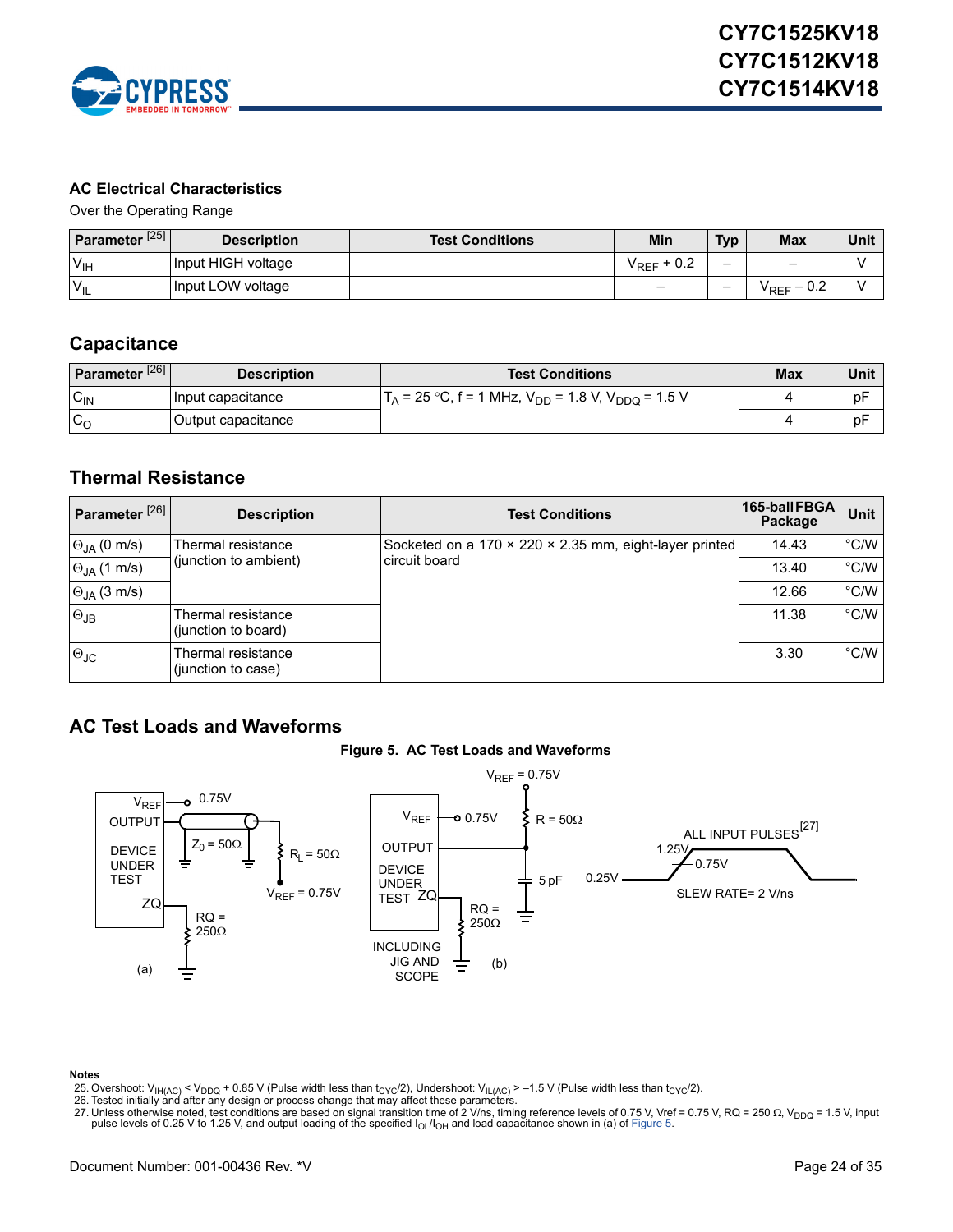## AC Electrical Characteristics

Over the Operating Range

| Parameter [25] | Description | Test Conditions | Min | Typ | Max | Unit |
|---|---|---|---|---|---|---|
| $V_{IH}$ | Input HIGH voltage | | $V_{REF}$ + 0.2 | – | – | V |
| $V_{IL}$ | Input LOW voltage | | – | – | $V_{REF}$ – 0.2 | V |

## Capacitance

| Parameter [26] | Description | Test Conditions | Max | Unit |
|---|---|---|---|---|
| $C_{IN}$ | Input capacitance | $T_A$ = 25 °C, f = 1 MHz, $V_{DD}$ = 1.8 V, $V_{DDQ}$ = 1.5 V | 4 | pF |
| $C_O$ | Output capacitance | | 4 | pF |

## Thermal Resistance

| Parameter [26] | Description | Test Conditions | 165-ball FBGA Package | Unit |
|---|---|---|---|---|
| $\Theta_{JA}$ (0 m/s) | Thermal resistance (junction to ambient) | Socketed on a 170 × 220 × 2.35 mm, eight-layer printed circuit board | 14.43 | °C/W |
| $\Theta_{JA}$ (1 m/s) | | | 13.40 | °C/W |
| $\Theta_{JA}$ (3 m/s) | | | 12.66 | °C/W |
| $\Theta_{JB}$ | Thermal resistance (junction to board) | | 11.38 | °C/W |
| $\Theta_{JC}$ | Thermal resistance (junction to case) | | 3.30 | °C/W |

## AC Test Loads and Waveforms

**Figure 5. AC Test Loads and Waveforms**

(a) DEVICE UNDER TEST: $V_{REF}$ — 0.75V; OUTPUT — $Z_0$ = 50Ω; $R_L$ = 50Ω; $V_{REF}$ = 0.75V; ZQ — RQ = 250Ω

(b) DEVICE UNDER TEST: $V_{REF}$ = 0.75V; $V_{REF}$ — 0.75V; R = 50Ω; OUTPUT; 5 pF; ZQ — RQ = 250Ω; INCLUDING JIG AND SCOPE

ALL INPUT PULSES[27]: 1.25V, 0.75V, 0.25V; SLEW RATE= 2 V/ns

**Notes**

25. Overshoot: $V_{IH(AC)} < V_{DDQ}$ + 0.85 V (Pulse width less than $t_{CYC}/2$), Undershoot: $V_{IL(AC)} > -1.5$ V (Pulse width less than $t_{CYC}/2$).
26. Tested initially and after any design or process change that may affect these parameters.
27. Unless otherwise noted, test conditions are based on signal transition time of 2 V/ns, timing reference levels of 0.75 V, Vref = 0.75 V, RQ = 250 Ω, $V_{DDQ}$ = 1.5 V, input pulse levels of 0.25 V to 1.25 V, and output loading of the specified $I_{OL}/I_{OH}$ and load capacitance shown in (a) of Figure 5.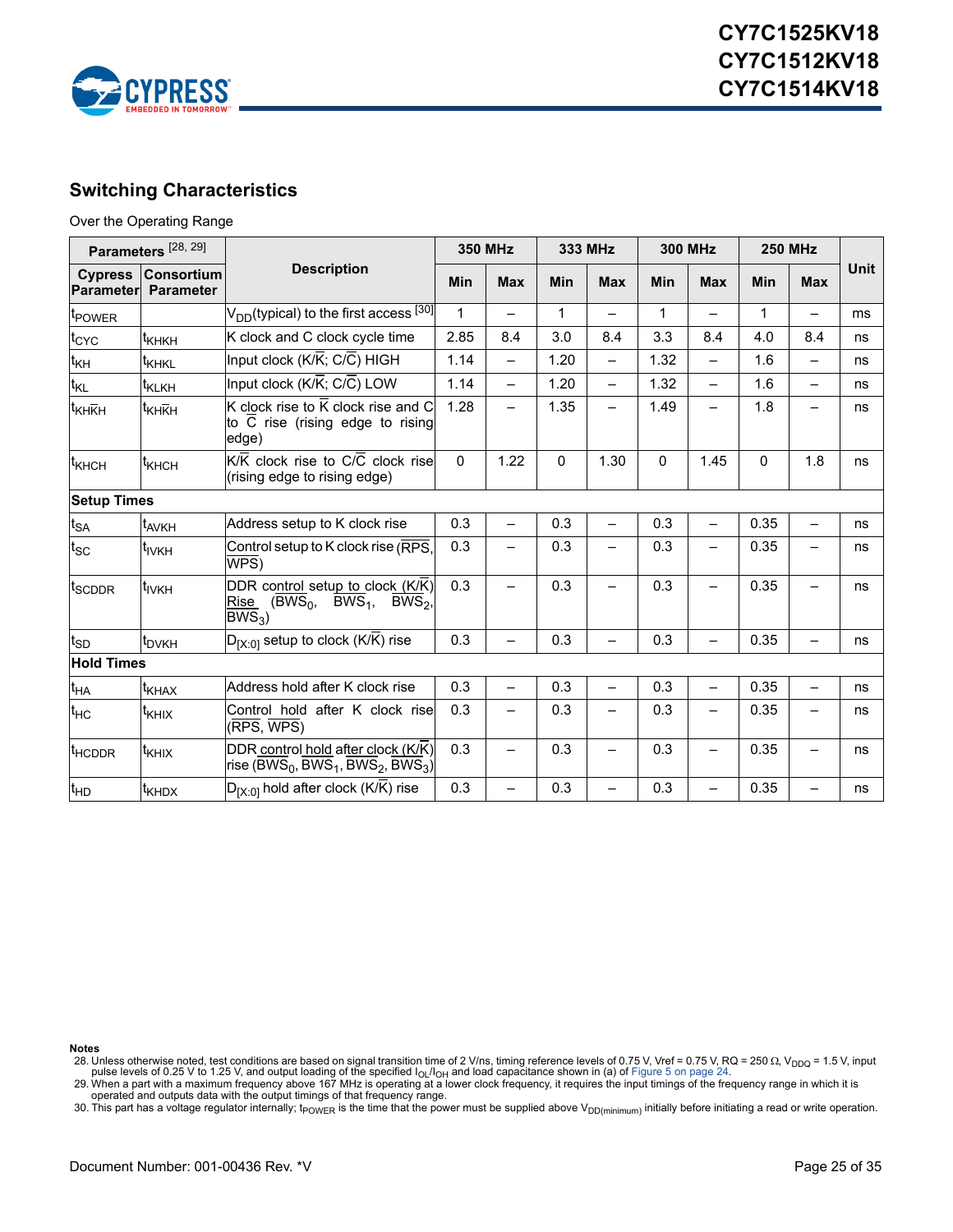## Switching Characteristics

Over the Operating Range

| Parameters [28, 29] | | Description | 350 MHz | | 333 MHz | | 300 MHz | | 250 MHz | | Unit |
|---|---|---|---|---|---|---|---|---|---|---|---|
| Cypress Parameter | Consortium Parameter | | Min | Max | Min | Max | Min | Max | Min | Max | |
| $t_{POWER}$ | | $V_{DD}$(typical) to the first access [30] | 1 | – | 1 | – | 1 | – | 1 | – | ms |
| $t_{CYC}$ | $t_{KHKH}$ | K clock and C clock cycle time | 2.85 | 8.4 | 3.0 | 8.4 | 3.3 | 8.4 | 4.0 | 8.4 | ns |
| $t_{KH}$ | $t_{KHKL}$ | Input clock ($K/\overline{K}$; $C/\overline{C}$) HIGH | 1.14 | – | 1.20 | – | 1.32 | – | 1.6 | – | ns |
| $t_{KL}$ | $t_{KLKH}$ | Input clock ($K/\overline{K}$; $C/\overline{C}$) LOW | 1.14 | – | 1.20 | – | 1.32 | – | 1.6 | – | ns |
| $t_{KH\overline{K}H}$ | $t_{KH\overline{K}H}$ | K clock rise to $\overline{K}$ clock rise and C to $\overline{C}$ rise (rising edge to rising edge) | 1.28 | – | 1.35 | – | 1.49 | – | 1.8 | – | ns |
| $t_{KHCH}$ | $t_{KHCH}$ | $K/\overline{K}$ clock rise to $C/\overline{C}$ clock rise (rising edge to rising edge) | 0 | 1.22 | 0 | 1.30 | 0 | 1.45 | 0 | 1.8 | ns |
| **Setup Times** | | | | | | | | | | | |
| $t_{SA}$ | $t_{AVKH}$ | Address setup to K clock rise | 0.3 | – | 0.3 | – | 0.3 | – | 0.35 | – | ns |
| $t_{SC}$ | $t_{IVKH}$ | Control setup to K clock rise ($\overline{RPS}$, $\overline{WPS}$) | 0.3 | – | 0.3 | – | 0.3 | – | 0.35 | – | ns |
| $t_{SCDDR}$ | $t_{IVKH}$ | DDR control setup to clock ($K/\overline{K}$) Rise ($\overline{BWS_0}$, $\overline{BWS_1}$, $\overline{BWS_2}$, $\overline{BWS_3}$) | 0.3 | – | 0.3 | – | 0.3 | – | 0.35 | – | ns |
| $t_{SD}$ | $t_{DVKH}$ | $D_{[X:0]}$ setup to clock ($K/\overline{K}$) rise | 0.3 | – | 0.3 | – | 0.3 | – | 0.35 | – | ns |
| **Hold Times** | | | | | | | | | | | |
| $t_{HA}$ | $t_{KHAX}$ | Address hold after K clock rise | 0.3 | – | 0.3 | – | 0.3 | – | 0.35 | – | ns |
| $t_{HC}$ | $t_{KHIX}$ | Control hold after K clock rise ($\overline{RPS}$, $\overline{WPS}$) | 0.3 | – | 0.3 | – | 0.3 | – | 0.35 | – | ns |
| $t_{HCDDR}$ | $t_{KHIX}$ | DDR control hold after clock ($K/\overline{K}$) rise ($\overline{BWS_0}$, $\overline{BWS_1}$, $\overline{BWS_2}$, $\overline{BWS_3}$) | 0.3 | – | 0.3 | – | 0.3 | – | 0.35 | – | ns |
| $t_{HD}$ | $t_{KHDX}$ | $D_{[X:0]}$ hold after clock ($K/\overline{K}$) rise | 0.3 | – | 0.3 | – | 0.3 | – | 0.35 | – | ns |

**Notes**

28. Unless otherwise noted, test conditions are based on signal transition time of 2 V/ns, timing reference levels of 0.75 V, Vref = 0.75 V, RQ = 250 Ω, $V_{DDQ}$ = 1.5 V, input pulse levels of 0.25 V to 1.25 V, and output loading of the specified $I_{OL}/I_{OH}$ and load capacitance shown in (a) of Figure 5 on page 24.
29. When a part with a maximum frequency above 167 MHz is operating at a lower clock frequency, it requires the input timings of the frequency range in which it is operated and outputs data with the output timings of that frequency range.
30. This part has a voltage regulator internally; $t_{POWER}$ is the time that the power must be supplied above $V_{DD(minimum)}$ initially before initiating a read or write operation.

Document Number: 001-00436 Rev. *V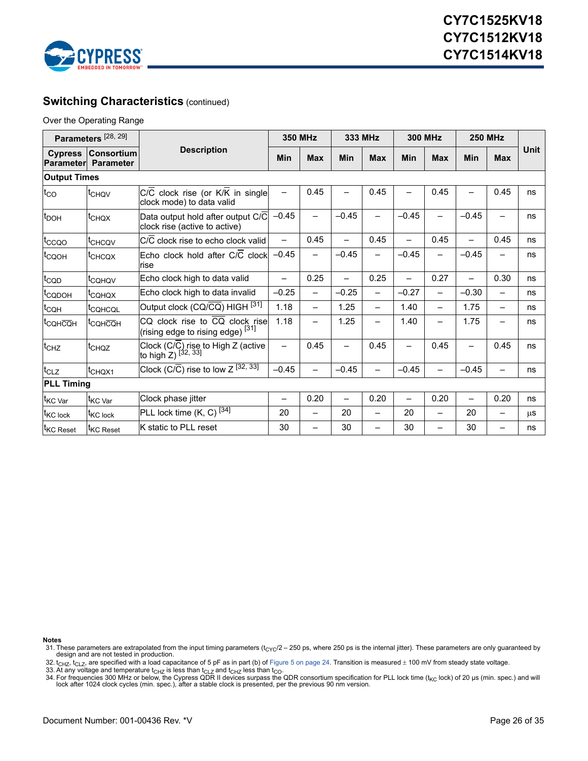## Switching Characteristics (continued)

Over the Operating Range

| Parameters [28, 29] | | Description | 350 MHz | | 333 MHz | | 300 MHz | | 250 MHz | | Unit |
|---|---|---|---|---|---|---|---|---|---|---|---|
| Cypress Parameter | Consortium Parameter | | Min | Max | Min | Max | Min | Max | Min | Max | |
| **Output Times** | | | | | | | | | | | |
| $t_{CO}$ | $t_{CHQV}$ | $C/\overline{C}$ clock rise (or $K/\overline{K}$ in single clock mode) to data valid | – | 0.45 | – | 0.45 | – | 0.45 | – | 0.45 | ns |
| $t_{DOH}$ | $t_{CHQX}$ | Data output hold after output $C/\overline{C}$ clock rise (active to active) | –0.45 | – | –0.45 | – | –0.45 | – | –0.45 | – | ns |
| $t_{CCQO}$ | $t_{CHCQV}$ | $C/\overline{C}$ clock rise to echo clock valid | – | 0.45 | – | 0.45 | – | 0.45 | – | 0.45 | ns |
| $t_{CQOH}$ | $t_{CHCQX}$ | Echo clock hold after $C/\overline{C}$ clock rise | –0.45 | – | –0.45 | – | –0.45 | – | –0.45 | – | ns |
| $t_{CQD}$ | $t_{CQHQV}$ | Echo clock high to data valid | – | 0.25 | – | 0.25 | – | 0.27 | – | 0.30 | ns |
| $t_{CQDOH}$ | $t_{CQHQX}$ | Echo clock high to data invalid | –0.25 | – | –0.25 | – | –0.27 | – | –0.30 | – | ns |
| $t_{CQH}$ | $t_{CQHCQL}$ | Output clock ($CQ/\overline{CQ}$) HIGH [31] | 1.18 | – | 1.25 | – | 1.40 | – | 1.75 | – | ns |
| $t_{CQHCQH}$ | $t_{CQHCQH}$ | CQ clock rise to $\overline{CQ}$ clock rise (rising edge to rising edge) [31] | 1.18 | – | 1.25 | – | 1.40 | – | 1.75 | – | ns |
| $t_{CHZ}$ | $t_{CHQZ}$ | Clock ($C/\overline{C}$) rise to High Z (active to high Z) [32, 33] | – | 0.45 | – | 0.45 | – | 0.45 | – | 0.45 | ns |
| $t_{CLZ}$ | $t_{CHQX1}$ | Clock ($C/\overline{C}$) rise to low Z [32, 33] | –0.45 | – | –0.45 | – | –0.45 | – | –0.45 | – | ns |
| **PLL Timing** | | | | | | | | | | | |
| $t_{KC\ Var}$ | $t_{KC\ Var}$ | Clock phase jitter | – | 0.20 | – | 0.20 | – | 0.20 | – | 0.20 | ns |
| $t_{KC\ lock}$ | $t_{KC\ lock}$ | PLL lock time (K, C) [34] | 20 | – | 20 | – | 20 | – | 20 | – | μs |
| $t_{KC\ Reset}$ | $t_{KC\ Reset}$ | K static to PLL reset | 30 | – | 30 | – | 30 | – | 30 | – | ns |

**Notes**

31. These parameters are extrapolated from the input timing parameters ($t_{CYC}/2$ – 250 ps, where 250 ps is the internal jitter). These parameters are only guaranteed by design and are not tested in production.
32. $t_{CHZ}$, $t_{CLZ}$, are specified with a load capacitance of 5 pF as in part (b) of Figure 5 on page 24. Transition is measured ± 100 mV from steady state voltage.
33. At any voltage and temperature $t_{CHZ}$ is less than $t_{CLZ}$ and $t_{CHZ}$ less than $t_{CO}$.
34. For frequencies 300 MHz or below, the Cypress QDR II devices surpass the QDR consortium specification for PLL lock time ($t_{KC}$ lock) of 20 µs (min. spec.) and will lock after 1024 clock cycles (min. spec.), after a stable clock is presented, per the previous 90 nm version.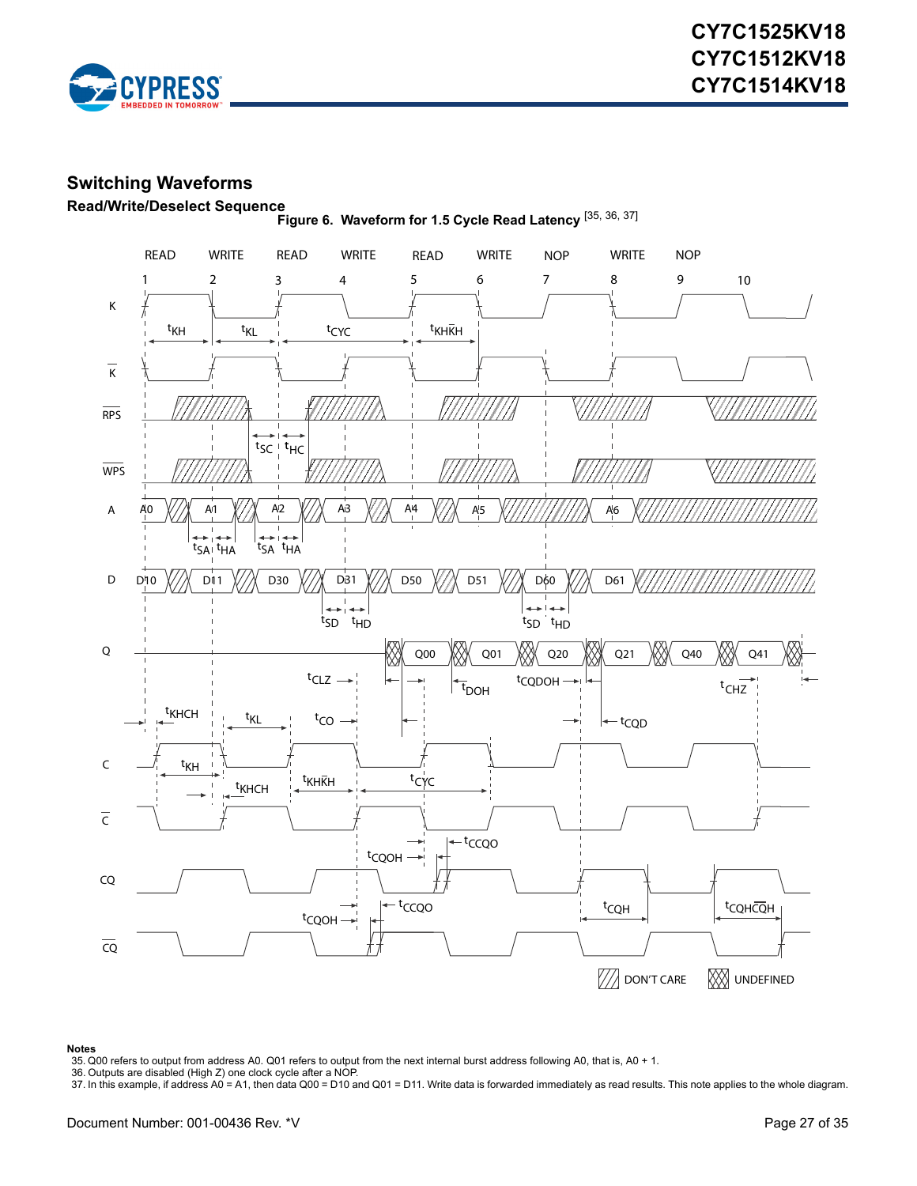## Switching Waveforms

### Read/Write/Deselect Sequence

**Figure 6. Waveform for 1.5 Cycle Read Latency** [35, 36, 37]

**Notes**

35. Q00 refers to output from address A0. Q01 refers to output from the next internal burst address following A0, that is, A0 + 1.
36. Outputs are disabled (High Z) one clock cycle after a NOP.
37. In this example, if address A0 = A1, then data Q00 = D10 and Q01 = D11. Write data is forwarded immediately as read results. This note applies to the whole diagram.

Document Number: 001-00436 Rev. *V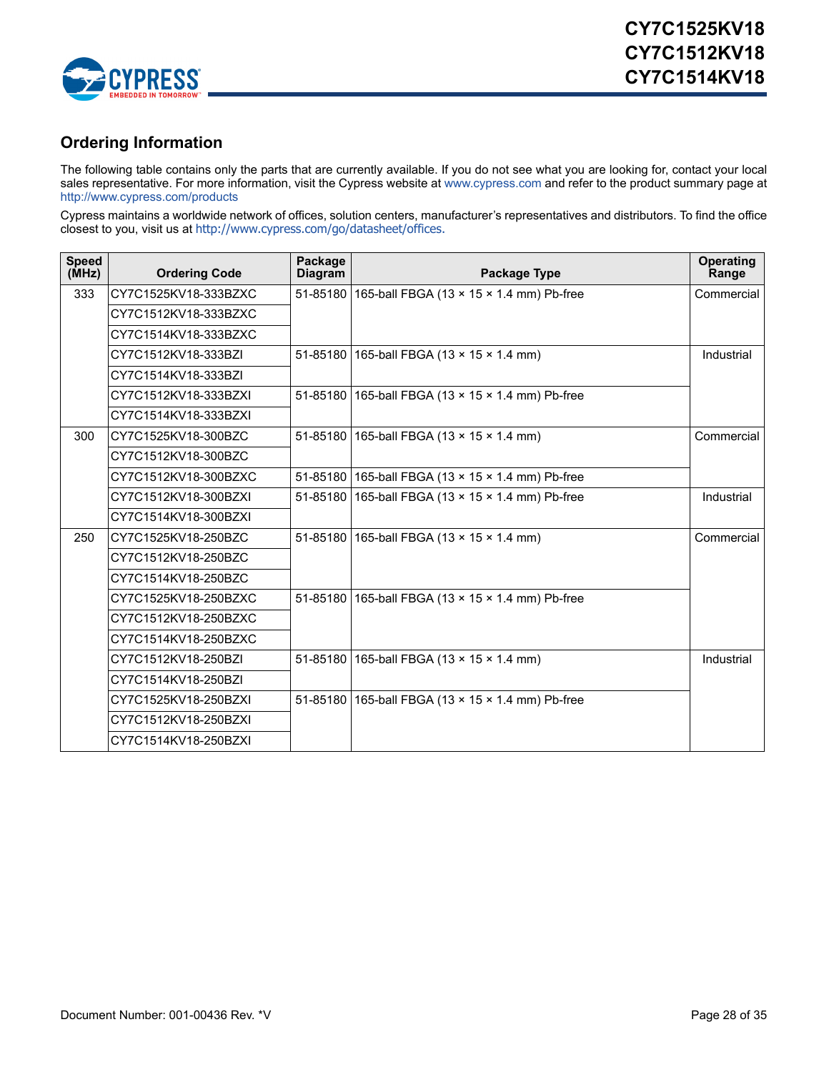## Ordering Information

The following table contains only the parts that are currently available. If you do not see what you are looking for, contact your local sales representative. For more information, visit the Cypress website at www.cypress.com and refer to the product summary page at http://www.cypress.com/products

Cypress maintains a worldwide network of offices, solution centers, manufacturer's representatives and distributors. To find the office closest to you, visit us at http://www.cypress.com/go/datasheet/offices.

| Speed (MHz) | Ordering Code | Package Diagram | Package Type | Operating Range |
|---|---|---|---|---|
| 333 | CY7C1525KV18-333BZXC | 51-85180 | 165-ball FBGA (13 × 15 × 1.4 mm) Pb-free | Commercial |
| | CY7C1512KV18-333BZXC | | | |
| | CY7C1514KV18-333BZXC | | | |
| | CY7C1512KV18-333BZI | 51-85180 | 165-ball FBGA (13 × 15 × 1.4 mm) | Industrial |
| | CY7C1514KV18-333BZI | | | |
| | CY7C1512KV18-333BZXI | 51-85180 | 165-ball FBGA (13 × 15 × 1.4 mm) Pb-free | |
| | CY7C1514KV18-333BZXI | | | |
| 300 | CY7C1525KV18-300BZC | 51-85180 | 165-ball FBGA (13 × 15 × 1.4 mm) | Commercial |
| | CY7C1512KV18-300BZC | | | |
| | CY7C1512KV18-300BZXC | 51-85180 | 165-ball FBGA (13 × 15 × 1.4 mm) Pb-free | |
| | CY7C1512KV18-300BZXI | 51-85180 | 165-ball FBGA (13 × 15 × 1.4 mm) Pb-free | Industrial |
| | CY7C1514KV18-300BZXI | | | |
| 250 | CY7C1525KV18-250BZC | 51-85180 | 165-ball FBGA (13 × 15 × 1.4 mm) | Commercial |
| | CY7C1512KV18-250BZC | | | |
| | CY7C1514KV18-250BZC | | | |
| | CY7C1525KV18-250BZXC | 51-85180 | 165-ball FBGA (13 × 15 × 1.4 mm) Pb-free | |
| | CY7C1512KV18-250BZXC | | | |
| | CY7C1514KV18-250BZXC | | | |
| | CY7C1512KV18-250BZI | 51-85180 | 165-ball FBGA (13 × 15 × 1.4 mm) | Industrial |
| | CY7C1514KV18-250BZI | | | |
| | CY7C1525KV18-250BZXI | 51-85180 | 165-ball FBGA (13 × 15 × 1.4 mm) Pb-free | |
| | CY7C1512KV18-250BZXI | | | |
| | CY7C1514KV18-250BZXI | | | |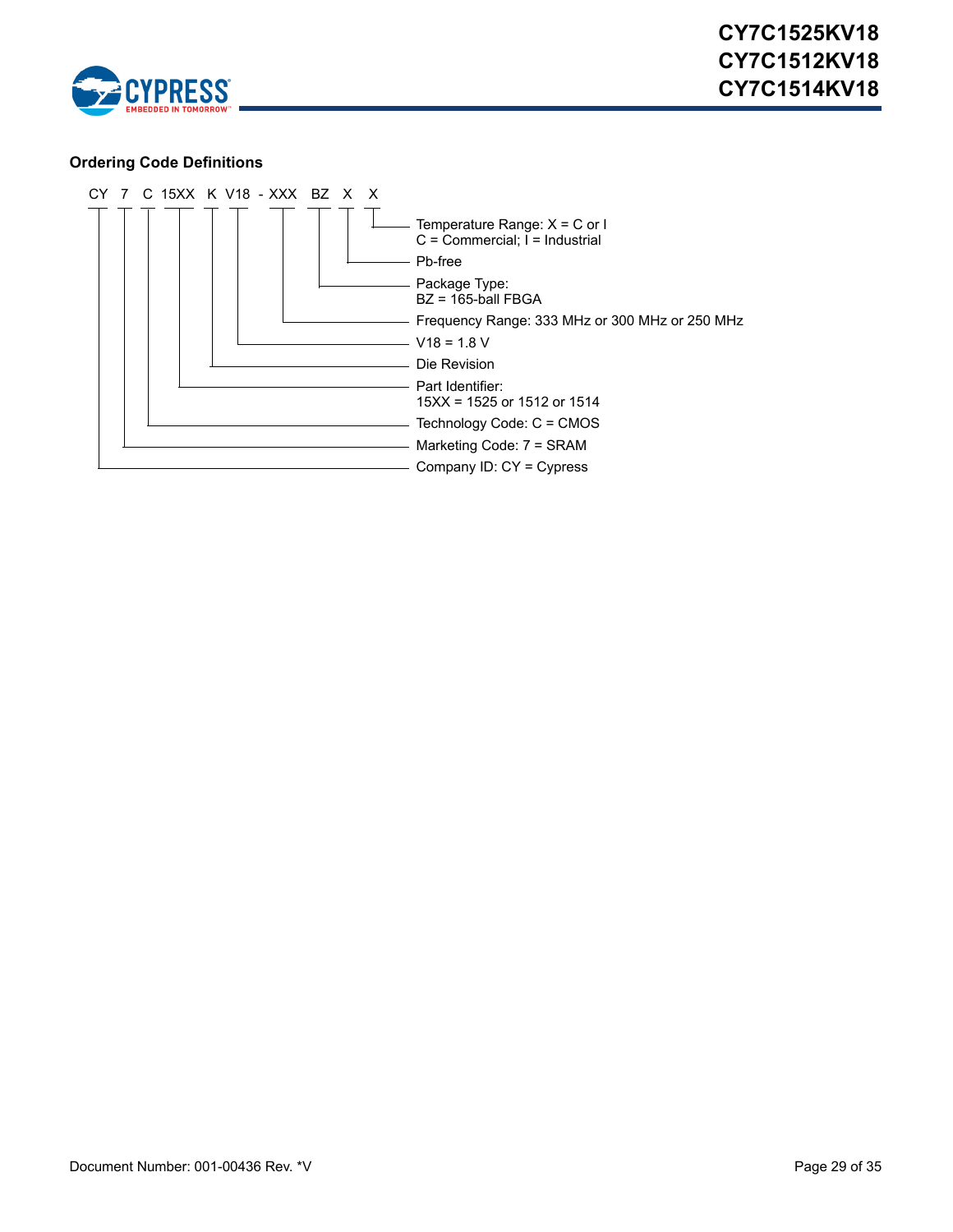### Ordering Code Definitions

```
CY 7 C 15XX K V18 - XXX BZ X X
```

- **X** (last) — Temperature Range: X = C or I
  C = Commercial; I = Industrial
- **X** — Pb-free
- **BZ** — Package Type:
  BZ = 165-ball FBGA
- **XXX** — Frequency Range: 333 MHz or 300 MHz or 250 MHz
- **V18** — V18 = 1.8 V
- **K** — Die Revision
- **15XX** — Part Identifier:
  15XX = 1525 or 1512 or 1514
- **C** — Technology Code: C = CMOS
- **7** — Marketing Code: 7 = SRAM
- **CY** — Company ID: CY = Cypress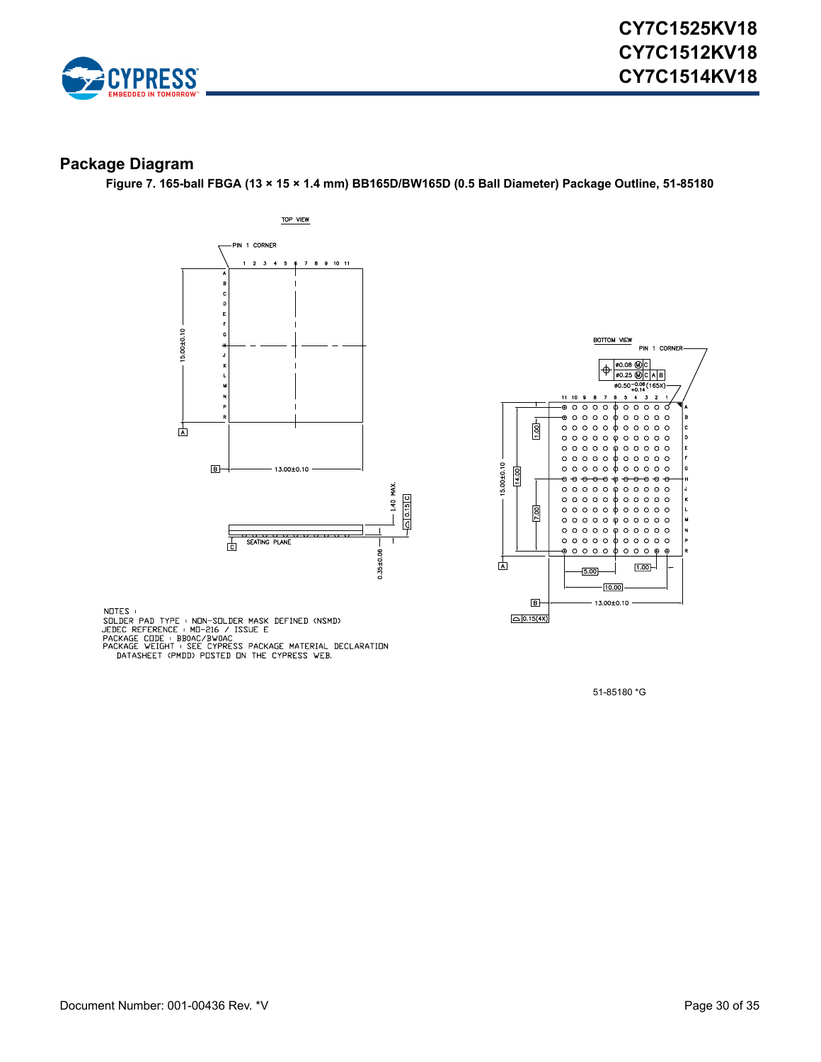## Package Diagram

**Figure 7. 165-ball FBGA (13 × 15 × 1.4 mm) BB165D/BW165D (0.5 Ball Diameter) Package Outline, 51-85180**

NOTES :
SOLDER PAD TYPE : NON-SOLDER MASK DEFINED (NSMD)
JEDEC REFERENCE : MO-216 / ISSUE E
PACKAGE CODE : BB0AC/BW0AC
PACKAGE WEIGHT : SEE CYPRESS PACKAGE MATERIAL DECLARATION DATASHEET (PMDD) POSTED ON THE CYPRESS WEB.

51-85180 *G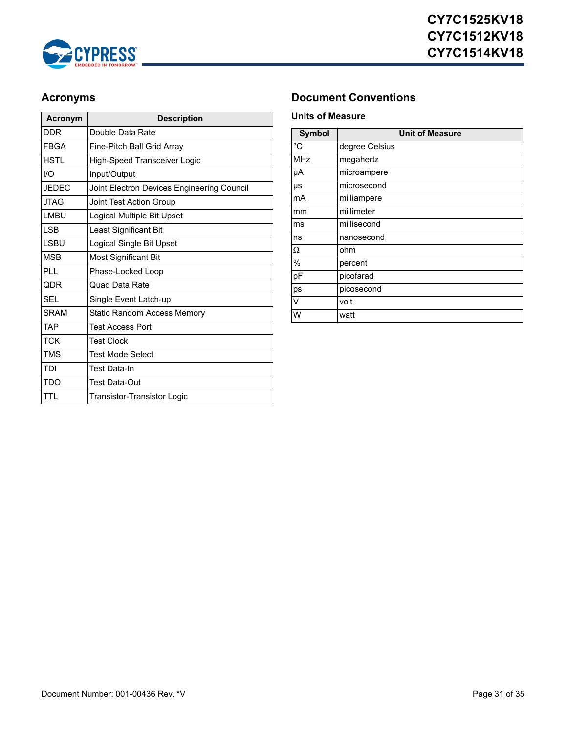## Acronyms

| Acronym | Description |
|---|---|
| DDR | Double Data Rate |
| FBGA | Fine-Pitch Ball Grid Array |
| HSTL | High-Speed Transceiver Logic |
| I/O | Input/Output |
| JEDEC | Joint Electron Devices Engineering Council |
| JTAG | Joint Test Action Group |
| LMBU | Logical Multiple Bit Upset |
| LSB | Least Significant Bit |
| LSBU | Logical Single Bit Upset |
| MSB | Most Significant Bit |
| PLL | Phase-Locked Loop |
| QDR | Quad Data Rate |
| SEL | Single Event Latch-up |
| SRAM | Static Random Access Memory |
| TAP | Test Access Port |
| TCK | Test Clock |
| TMS | Test Mode Select |
| TDI | Test Data-In |
| TDO | Test Data-Out |
| TTL | Transistor-Transistor Logic |

## Document Conventions

### Units of Measure

| Symbol | Unit of Measure |
|---|---|
| °C | degree Celsius |
| MHz | megahertz |
| µA | microampere |
| µs | microsecond |
| mA | milliampere |
| mm | millimeter |
| ms | millisecond |
| ns | nanosecond |
| Ω | ohm |
| % | percent |
| pF | picofarad |
| ps | picosecond |
| V | volt |
| W | watt |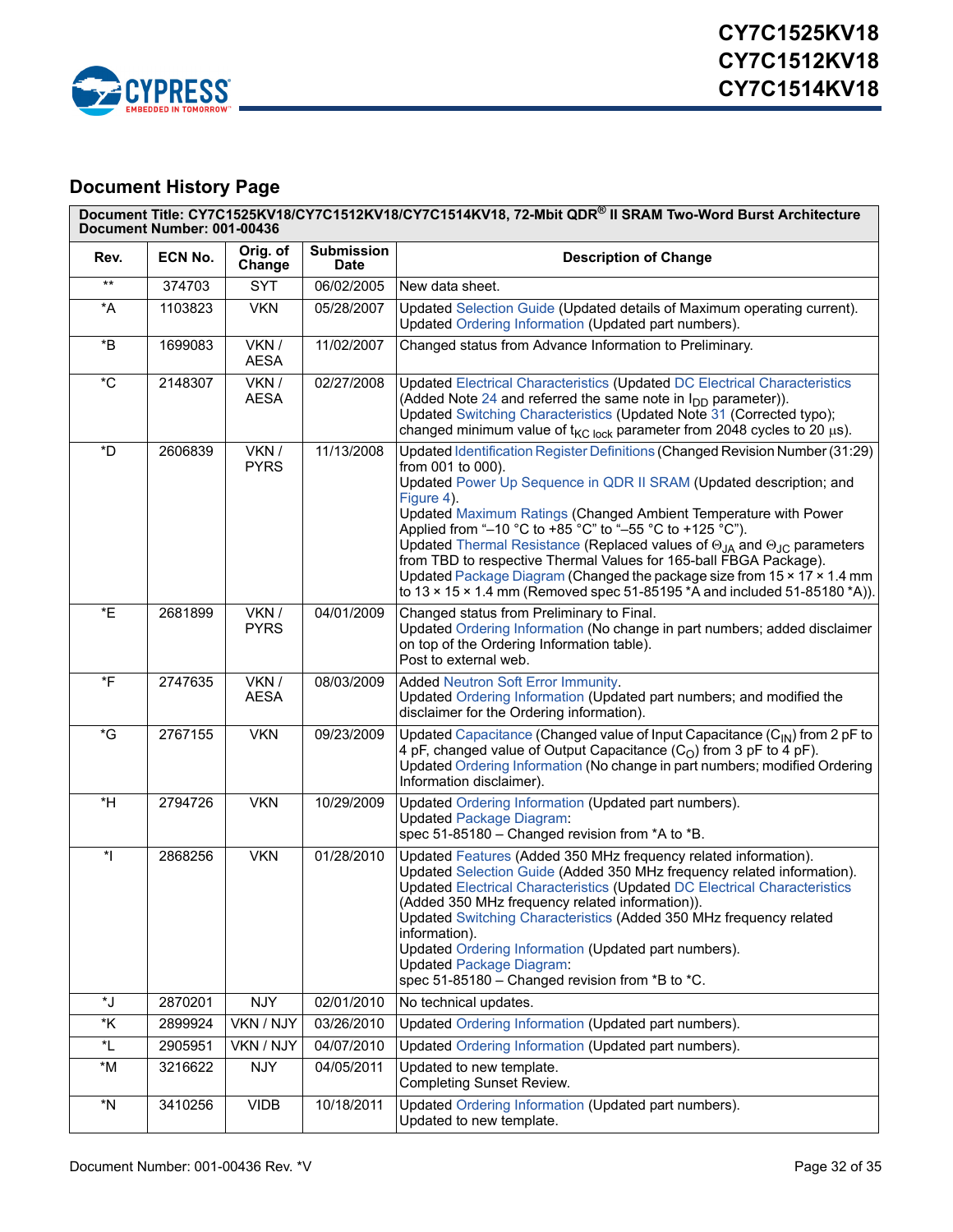## Document History Page

| Document Title: CY7C1525KV18/CY7C1512KV18/CY7C1514KV18, 72-Mbit QDR® II SRAM Two-Word Burst Architecture<br>Document Number: 001-00436 | | | | |
|---|---|---|---|---|
| **Rev.** | **ECN No.** | **Orig. of Change** | **Submission Date** | **Description of Change** |
| ** | 374703 | SYT | 06/02/2005 | New data sheet. |
| *A | 1103823 | VKN | 05/28/2007 | Updated Selection Guide (Updated details of Maximum operating current).<br>Updated Ordering Information (Updated part numbers). |
| *B | 1699083 | VKN / AESA | 11/02/2007 | Changed status from Advance Information to Preliminary. |
| *C | 2148307 | VKN / AESA | 02/27/2008 | Updated Electrical Characteristics (Updated DC Electrical Characteristics (Added Note 24 and referred the same note in $I_{DD}$ parameter)).<br>Updated Switching Characteristics (Updated Note 31 (Corrected typo); changed minimum value of $t_{KC\ lock}$ parameter from 2048 cycles to 20 µs). |
| *D | 2606839 | VKN / PYRS | 11/13/2008 | Updated Identification Register Definitions (Changed Revision Number (31:29) from 001 to 000).<br>Updated Power Up Sequence in QDR II SRAM (Updated description; and Figure 4).<br>Updated Maximum Ratings (Changed Ambient Temperature with Power Applied from "–10 °C to +85 °C" to "–55 °C to +125 °C").<br>Updated Thermal Resistance (Replaced values of $\Theta_{JA}$ and $\Theta_{JC}$ parameters from TBD to respective Thermal Values for 165-ball FBGA Package).<br>Updated Package Diagram (Changed the package size from 15 × 17 × 1.4 mm to 13 × 15 × 1.4 mm (Removed spec 51-85195 *A and included 51-85180 *A)). |
| *E | 2681899 | VKN / PYRS | 04/01/2009 | Changed status from Preliminary to Final.<br>Updated Ordering Information (No change in part numbers; added disclaimer on top of the Ordering Information table).<br>Post to external web. |
| *F | 2747635 | VKN / AESA | 08/03/2009 | Added Neutron Soft Error Immunity.<br>Updated Ordering Information (Updated part numbers; and modified the disclaimer for the Ordering information). |
| *G | 2767155 | VKN | 09/23/2009 | Updated Capacitance (Changed value of Input Capacitance ($C_{IN}$) from 2 pF to 4 pF, changed value of Output Capacitance ($C_O$) from 3 pF to 4 pF).<br>Updated Ordering Information (No change in part numbers; modified Ordering Information disclaimer). |
| *H | 2794726 | VKN | 10/29/2009 | Updated Ordering Information (Updated part numbers).<br>Updated Package Diagram:<br>spec 51-85180 – Changed revision from *A to *B. |
| *I | 2868256 | VKN | 01/28/2010 | Updated Features (Added 350 MHz frequency related information).<br>Updated Selection Guide (Added 350 MHz frequency related information).<br>Updated Electrical Characteristics (Updated DC Electrical Characteristics (Added 350 MHz frequency related information)).<br>Updated Switching Characteristics (Added 350 MHz frequency related information).<br>Updated Ordering Information (Updated part numbers).<br>Updated Package Diagram:<br>spec 51-85180 – Changed revision from *B to *C. |
| *J | 2870201 | NJY | 02/01/2010 | No technical updates. |
| *K | 2899924 | VKN / NJY | 03/26/2010 | Updated Ordering Information (Updated part numbers). |
| *L | 2905951 | VKN / NJY | 04/07/2010 | Updated Ordering Information (Updated part numbers). |
| *M | 3216622 | NJY | 04/05/2011 | Updated to new template.<br>Completing Sunset Review. |
| *N | 3410256 | VIDB | 10/18/2011 | Updated Ordering Information (Updated part numbers).<br>Updated to new template. |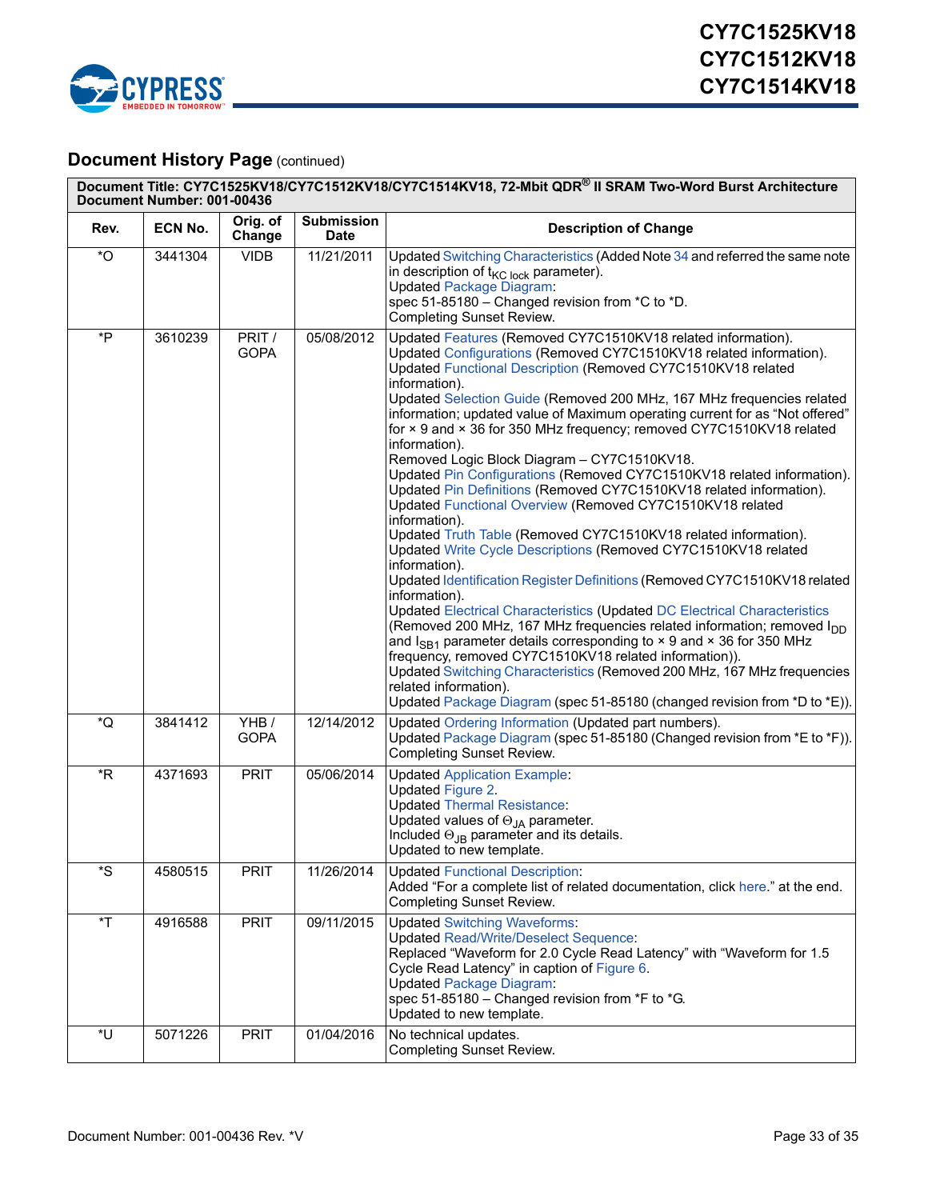## Document History Page (continued)

| Document Title: CY7C1525KV18/CY7C1512KV18/CY7C1514KV18, 72-Mbit QDR® II SRAM Two-Word Burst Architecture<br>Document Number: 001-00436 | | | | |
|---|---|---|---|---|
| **Rev.** | **ECN No.** | **Orig. of Change** | **Submission Date** | **Description of Change** |
| *O | 3441304 | VIDB | 11/21/2011 | Updated Switching Characteristics (Added Note 34 and referred the same note in description of $t_{KC\ lock}$ parameter).<br>Updated Package Diagram:<br>spec 51-85180 – Changed revision from *C to *D.<br>Completing Sunset Review. |
| *P | 3610239 | PRIT / GOPA | 05/08/2012 | Updated Features (Removed CY7C1510KV18 related information).<br>Updated Configurations (Removed CY7C1510KV18 related information).<br>Updated Functional Description (Removed CY7C1510KV18 related information).<br>Updated Selection Guide (Removed 200 MHz, 167 MHz frequencies related information; updated value of Maximum operating current for as "Not offered" for × 9 and × 36 for 350 MHz frequency; removed CY7C1510KV18 related information).<br>Removed Logic Block Diagram – CY7C1510KV18.<br>Updated Pin Configurations (Removed CY7C1510KV18 related information).<br>Updated Pin Definitions (Removed CY7C1510KV18 related information).<br>Updated Functional Overview (Removed CY7C1510KV18 related information).<br>Updated Truth Table (Removed CY7C1510KV18 related information).<br>Updated Write Cycle Descriptions (Removed CY7C1510KV18 related information).<br>Updated Identification Register Definitions (Removed CY7C1510KV18 related information).<br>Updated Electrical Characteristics (Updated DC Electrical Characteristics (Removed 200 MHz, 167 MHz frequencies related information; removed $I_{DD}$ and $I_{SB1}$ parameter details corresponding to × 9 and × 36 for 350 MHz frequency, removed CY7C1510KV18 related information)).<br>Updated Switching Characteristics (Removed 200 MHz, 167 MHz frequencies related information).<br>Updated Package Diagram (spec 51-85180 (changed revision from *D to *E)). |
| *Q | 3841412 | YHB / GOPA | 12/14/2012 | Updated Ordering Information (Updated part numbers).<br>Updated Package Diagram (spec 51-85180 (Changed revision from *E to *F)).<br>Completing Sunset Review. |
| *R | 4371693 | PRIT | 05/06/2014 | Updated Application Example:<br>Updated Figure 2.<br>Updated Thermal Resistance:<br>Updated values of $\Theta_{JA}$ parameter.<br>Included $\Theta_{JB}$ parameter and its details.<br>Updated to new template. |
| *S | 4580515 | PRIT | 11/26/2014 | Updated Functional Description:<br>Added "For a complete list of related documentation, click here." at the end.<br>Completing Sunset Review. |
| *T | 4916588 | PRIT | 09/11/2015 | Updated Switching Waveforms:<br>Updated Read/Write/Deselect Sequence:<br>Replaced "Waveform for 2.0 Cycle Read Latency" with "Waveform for 1.5 Cycle Read Latency" in caption of Figure 6.<br>Updated Package Diagram:<br>spec 51-85180 – Changed revision from *F to *G.<br>Updated to new template. |
| *U | 5071226 | PRIT | 01/04/2016 | No technical updates.<br>Completing Sunset Review. |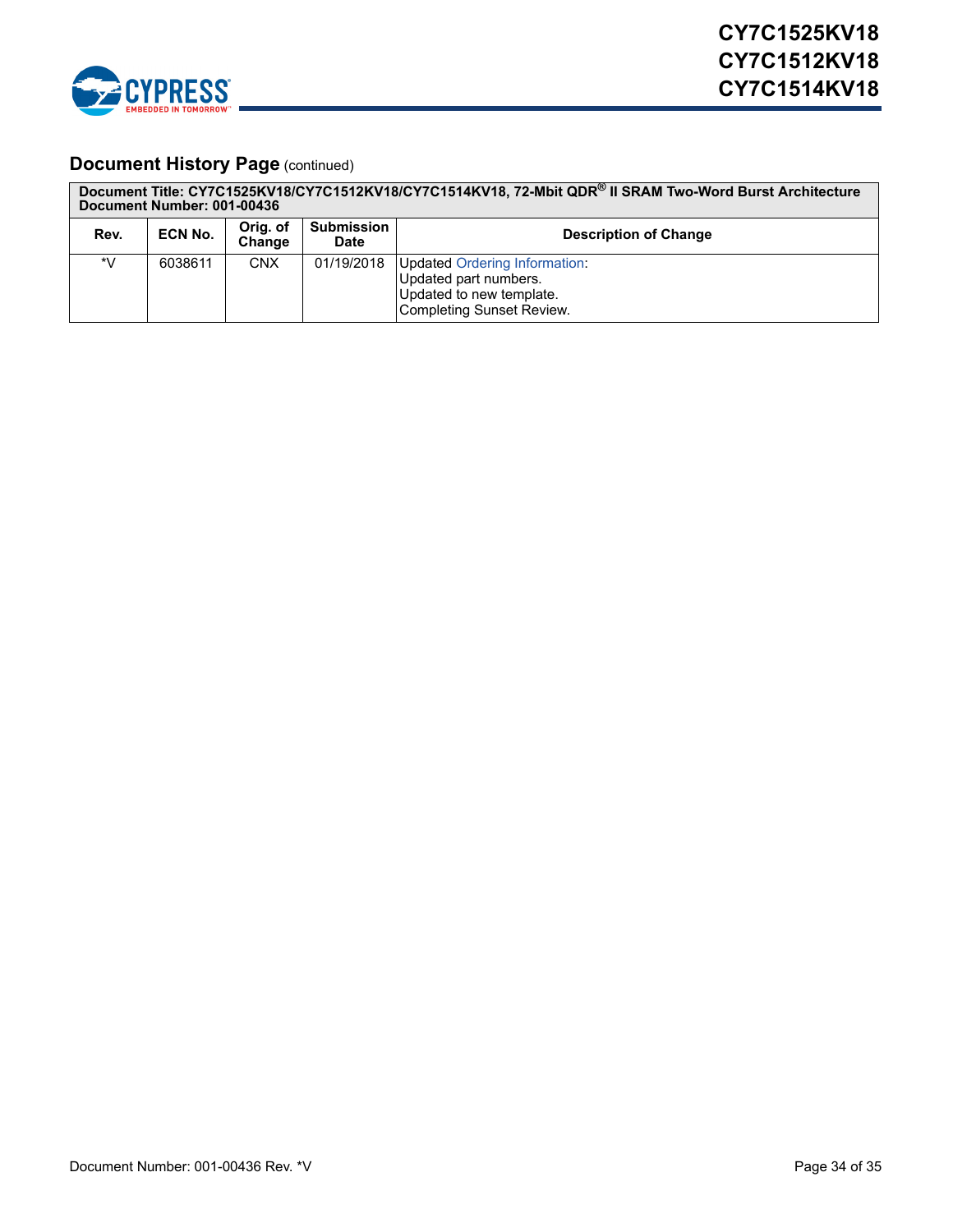## Document History Page (continued)

| Document Title: CY7C1525KV18/CY7C1512KV18/CY7C1514KV18, 72-Mbit QDR® II SRAM Two-Word Burst Architecture<br>Document Number: 001-00436 | | | | |
|---|---|---|---|---|
| **Rev.** | **ECN No.** | **Orig. of Change** | **Submission Date** | **Description of Change** |
| *V | 6038611 | CNX | 01/19/2018 | Updated Ordering Information:<br>Updated part numbers.<br>Updated to new template.<br>Completing Sunset Review. |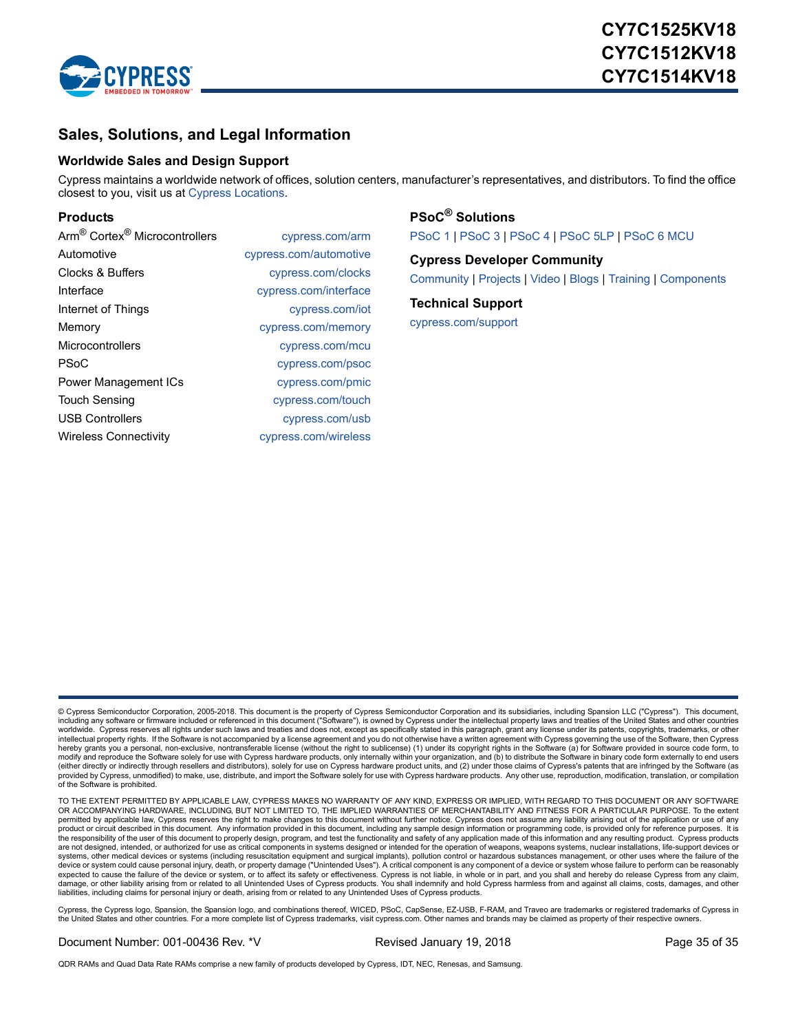## Sales, Solutions, and Legal Information

### Worldwide Sales and Design Support

Cypress maintains a worldwide network of offices, solution centers, manufacturer's representatives, and distributors. To find the office closest to you, visit us at Cypress Locations.

### Products

| | |
|---|---|
| Arm® Cortex® Microcontrollers | cypress.com/arm |
| Automotive | cypress.com/automotive |
| Clocks & Buffers | cypress.com/clocks |
| Interface | cypress.com/interface |
| Internet of Things | cypress.com/iot |
| Memory | cypress.com/memory |
| Microcontrollers | cypress.com/mcu |
| PSoC | cypress.com/psoc |
| Power Management ICs | cypress.com/pmic |
| Touch Sensing | cypress.com/touch |
| USB Controllers | cypress.com/usb |
| Wireless Connectivity | cypress.com/wireless |

### PSoC® Solutions

PSoC 1 | PSoC 3 | PSoC 4 | PSoC 5LP | PSoC 6 MCU

### Cypress Developer Community

Community | Projects | Video | Blogs | Training | Components

### Technical Support

cypress.com/support

© Cypress Semiconductor Corporation, 2005-2018. This document is the property of Cypress Semiconductor Corporation and its subsidiaries, including Spansion LLC ("Cypress"). This document, including any software or firmware included or referenced in this document ("Software"), is owned by Cypress under the intellectual property laws and treaties of the United States and other countries worldwide. Cypress reserves all rights under such laws and treaties and does not, except as specifically stated in this paragraph, grant any license under its patents, copyrights, trademarks, or other intellectual property rights. If the Software is not accompanied by a license agreement and you do not otherwise have a written agreement with Cypress governing the use of the Software, then Cypress hereby grants you a personal, non-exclusive, nontransferable license (without the right to sublicense) (1) under its copyright rights in the Software (a) for Software provided in source code form, to modify and reproduce the Software solely for use with Cypress hardware products, only internally within your organization, and (b) to distribute the Software in binary code form externally to end users (either directly or indirectly through resellers and distributors), solely for use on Cypress hardware product units, and (2) under those claims of Cypress's patents that are infringed by the Software (as provided by Cypress, unmodified) to make, use, distribute, and import the Software solely for use with Cypress hardware products. Any other use, reproduction, modification, translation, or compilation of the Software is prohibited.

TO THE EXTENT PERMITTED BY APPLICABLE LAW, CYPRESS MAKES NO WARRANTY OF ANY KIND, EXPRESS OR IMPLIED, WITH REGARD TO THIS DOCUMENT OR ANY SOFTWARE OR ACCOMPANYING HARDWARE, INCLUDING, BUT NOT LIMITED TO, THE IMPLIED WARRANTIES OF MERCHANTABILITY AND FITNESS FOR A PARTICULAR PURPOSE. To the extent permitted by applicable law, Cypress reserves the right to make changes to this document without further notice. Cypress does not assume any liability arising out of the application or use of any product or circuit described in this document. Any information provided in this document, including any sample design information or programming code, is provided only for reference purposes. It is the responsibility of the user of this document to properly design, program, and test the functionality and safety of any application made of this information and any resulting product. Cypress products are not designed, intended, or authorized for use as critical components in systems designed or intended for the operation of weapons, weapons systems, nuclear installations, life-support devices or systems, other medical devices or systems (including resuscitation equipment and surgical implants), pollution control or hazardous substances management, or other uses where the failure of the device or system could cause personal injury, death, or property damage ("Unintended Uses"). A critical component is any component of a device or system whose failure to perform can be reasonably expected to cause the failure of the device or system, or to affect its safety or effectiveness. Cypress is not liable, in whole or in part, and you shall and hereby do release Cypress from any claim, damage, or other liability arising from or related to all Unintended Uses of Cypress products. You shall indemnify and hold Cypress harmless from and against all claims, costs, damages, and other liabilities, including claims for personal injury or death, arising from or related to any Unintended Uses of Cypress products.

Cypress, the Cypress logo, Spansion, the Spansion logo, and combinations thereof, WICED, PSoC, CapSense, EZ-USB, F-RAM, and Traveo are trademarks or registered trademarks of Cypress in the United States and other countries. For a more complete list of Cypress trademarks, visit cypress.com. Other names and brands may be claimed as property of their respective owners.

Document Number: 001-00436 Rev. *V    Revised January 19, 2018

QDR RAMs and Quad Data Rate RAMs comprise a new family of products developed by Cypress, IDT, NEC, Renesas, and Samsung.